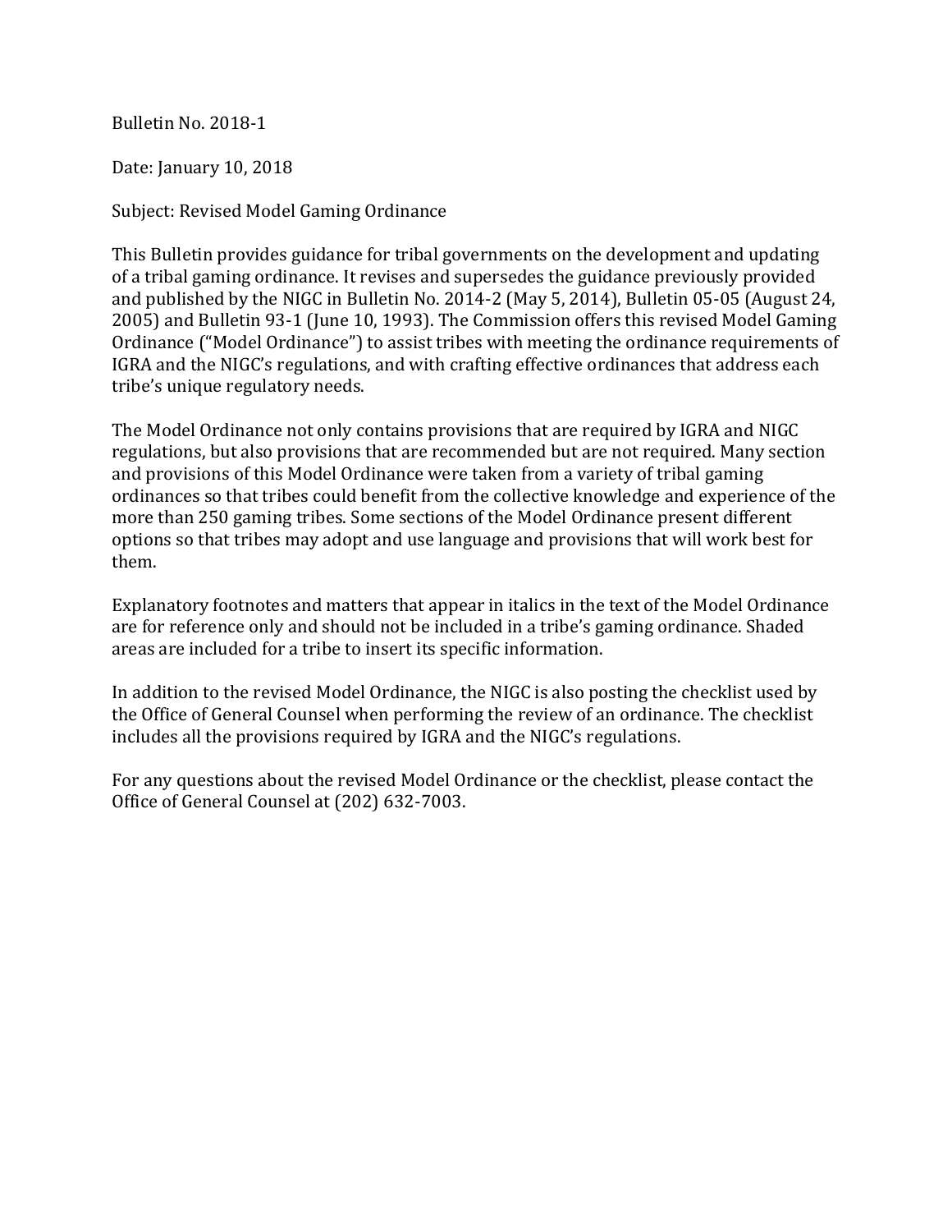Bulletin No. 2018-1

Date: January 10, 2018

Subject: Revised Model Gaming Ordinance

This Bulletin provides guidance for tribal governments on the development and updating of a tribal gaming ordinance. It revises and supersedes the guidance previously provided and published by the NIGC in Bulletin No. 2014-2 (May 5, 2014), Bulletin 05-05 (August 24, 2005) and Bulletin 93-1 (June 10, 1993). The Commission offers this revised Model Gaming Ordinance ("Model Ordinance") to assist tribes with meeting the ordinance requirements of IGRA and the NIGC's regulations, and with crafting effective ordinances that address each tribe's unique regulatory needs.

The Model Ordinance not only contains provisions that are required by IGRA and NIGC regulations, but also provisions that are recommended but are not required. Many section and provisions of this Model Ordinance were taken from a variety of tribal gaming ordinances so that tribes could benefit from the collective knowledge and experience of the more than 250 gaming tribes. Some sections of the Model Ordinance present different options so that tribes may adopt and use language and provisions that will work best for them.

Explanatory footnotes and matters that appear in italics in the text of the Model Ordinance are for reference only and should not be included in a tribe's gaming ordinance. Shaded areas are included for a tribe to insert its specific information.

In addition to the revised Model Ordinance, the NIGC is also posting the checklist used by the Office of General Counsel when performing the review of an ordinance. The checklist includes all the provisions required by IGRA and the NIGC's regulations.

For any questions about the revised Model Ordinance or the checklist, please contact the Office of General Counsel at (202) 632-7003.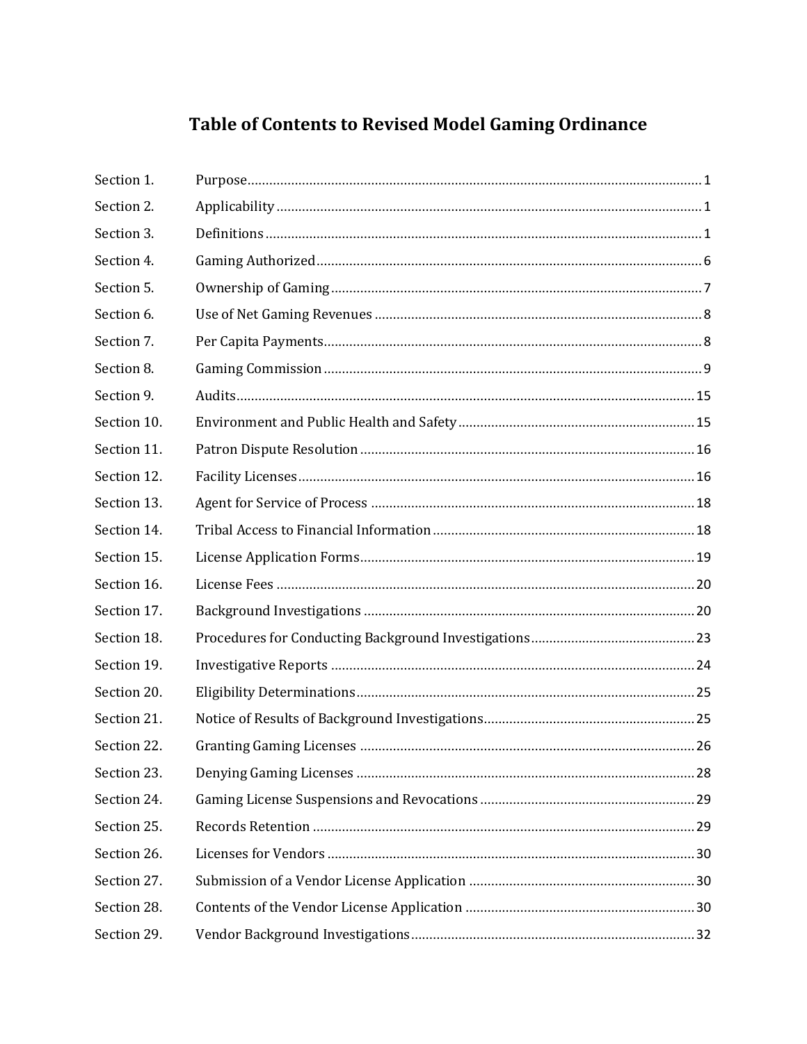# Table of Contents to Revised Model Gaming Ordinance

| | | |
|---|---|---|
| Section 1. | Purpose | 1 |
| Section 2. | Applicability | 1 |
| Section 3. | Definitions | 1 |
| Section 4. | Gaming Authorized | 6 |
| Section 5. | Ownership of Gaming | 7 |
| Section 6. | Use of Net Gaming Revenues | 8 |
| Section 7. | Per Capita Payments | 8 |
| Section 8. | Gaming Commission | 9 |
| Section 9. | Audits | 15 |
| Section 10. | Environment and Public Health and Safety | 15 |
| Section 11. | Patron Dispute Resolution | 16 |
| Section 12. | Facility Licenses | 16 |
| Section 13. | Agent for Service of Process | 18 |
| Section 14. | Tribal Access to Financial Information | 18 |
| Section 15. | License Application Forms | 19 |
| Section 16. | License Fees | 20 |
| Section 17. | Background Investigations | 20 |
| Section 18. | Procedures for Conducting Background Investigations | 23 |
| Section 19. | Investigative Reports | 24 |
| Section 20. | Eligibility Determinations | 25 |
| Section 21. | Notice of Results of Background Investigations | 25 |
| Section 22. | Granting Gaming Licenses | 26 |
| Section 23. | Denying Gaming Licenses | 28 |
| Section 24. | Gaming License Suspensions and Revocations | 29 |
| Section 25. | Records Retention | 29 |
| Section 26. | Licenses for Vendors | 30 |
| Section 27. | Submission of a Vendor License Application | 30 |
| Section 28. | Contents of the Vendor License Application | 30 |
| Section 29. | Vendor Background Investigations | 32 |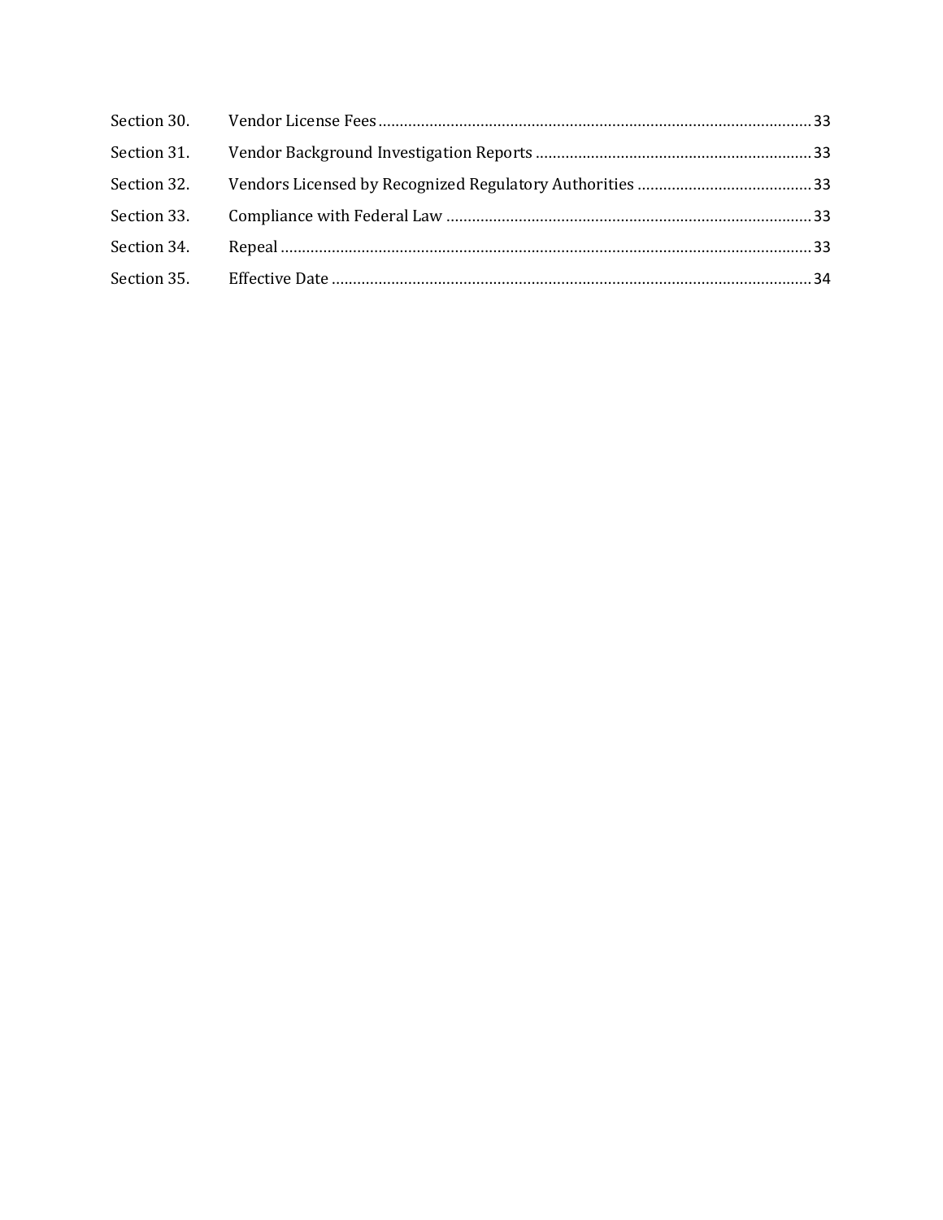| | | |
|---|---|---|
| Section 30. | Vendor License Fees | 33 |
| Section 31. | Vendor Background Investigation Reports | 33 |
| Section 32. | Vendors Licensed by Recognized Regulatory Authorities | 33 |
| Section 33. | Compliance with Federal Law | 33 |
| Section 34. | Repeal | 33 |
| Section 35. | Effective Date | 34 |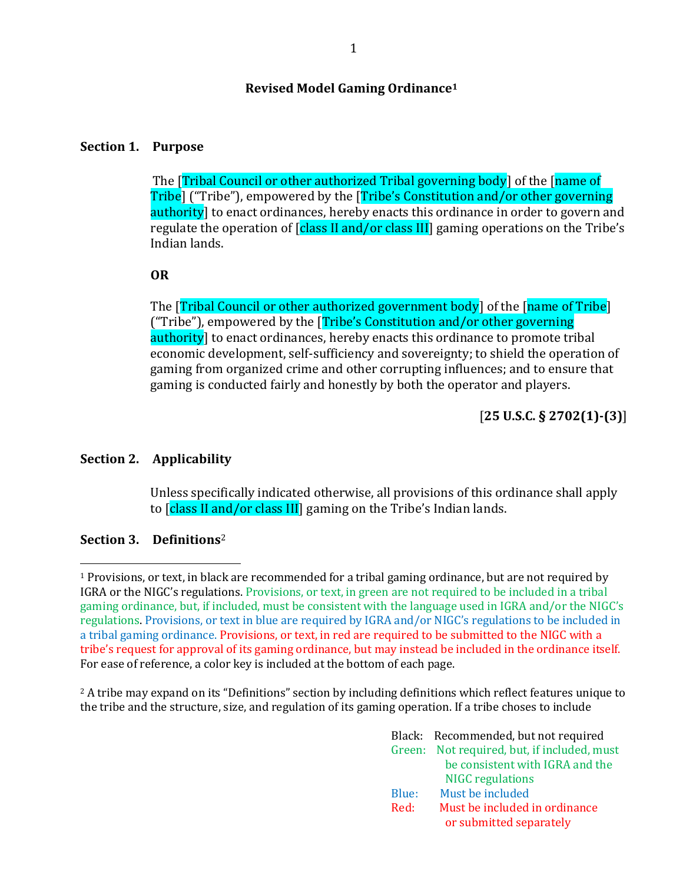# Revised Model Gaming Ordinance[1]

## Section 1. Purpose

The [Tribal Council or other authorized Tribal governing body] of the [name of Tribe] ("Tribe"), empowered by the [Tribe's Constitution and/or other governing authority] to enact ordinances, hereby enacts this ordinance in order to govern and regulate the operation of [class II and/or class III] gaming operations on the Tribe's Indian lands.

**OR**

The [Tribal Council or other authorized government body] of the [name of Tribe] ("Tribe"), empowered by the [Tribe's Constitution and/or other governing authority] to enact ordinances, hereby enacts this ordinance to promote tribal economic development, self-sufficiency and sovereignty; to shield the operation of gaming from organized crime and other corrupting influences; and to ensure that gaming is conducted fairly and honestly by both the operator and players.

[**25 U.S.C. § 2702(1)-(3)**]

## Section 2. Applicability

Unless specifically indicated otherwise, all provisions of this ordinance shall apply to [class II and/or class III] gaming on the Tribe's Indian lands.

## Section 3. Definitions[2]

---

[1] Provisions, or text, in black are recommended for a tribal gaming ordinance, but are not required by IGRA or the NIGC's regulations. Provisions, or text, in green are not required to be included in a tribal gaming ordinance, but, if included, must be consistent with the language used in IGRA and/or the NIGC's regulations. Provisions, or text in blue are required by IGRA and/or NIGC's regulations to be included in a tribal gaming ordinance. Provisions, or text, in red are required to be submitted to the NIGC with a tribe's request for approval of its gaming ordinance, but may instead be included in the ordinance itself. For ease of reference, a color key is included at the bottom of each page.

[2] A tribe may expand on its "Definitions" section by including definitions which reflect features unique to the tribe and the structure, size, and regulation of its gaming operation. If a tribe choses to include

Black: Recommended, but not required
Green: Not required, but, if included, must be consistent with IGRA and the NIGC regulations
Blue: Must be included
Red: Must be included in ordinance or submitted separately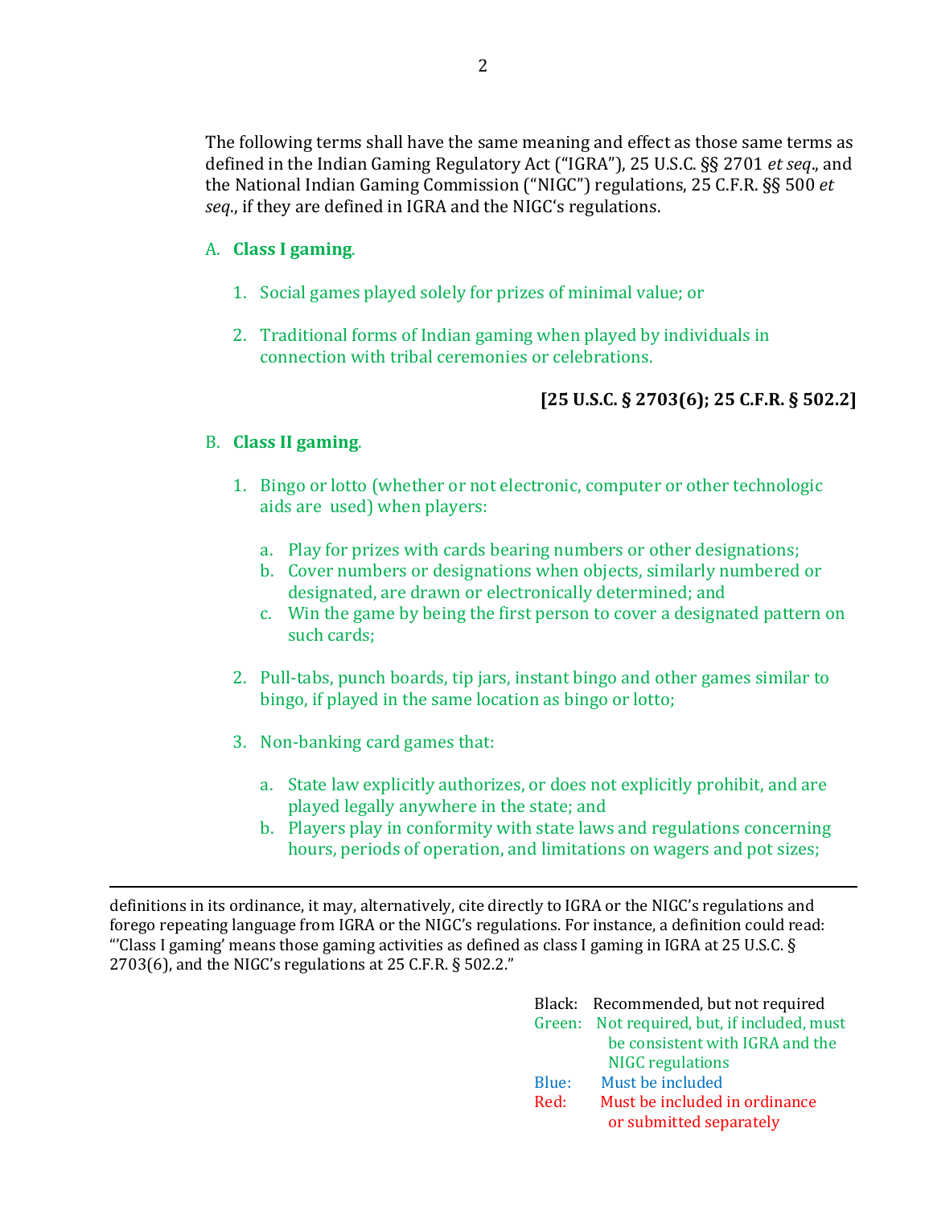The following terms shall have the same meaning and effect as those same terms as defined in the Indian Gaming Regulatory Act ("IGRA"), 25 U.S.C. §§ 2701 *et seq*., and the National Indian Gaming Commission ("NIGC") regulations, 25 C.F.R. §§ 500 *et seq*., if they are defined in IGRA and the NIGC's regulations.

A. **Class I gaming**.

1. Social games played solely for prizes of minimal value; or

2. Traditional forms of Indian gaming when played by individuals in connection with tribal ceremonies or celebrations.

**[25 U.S.C. § 2703(6); 25 C.F.R. § 502.2]**

B. **Class II gaming**.

1. Bingo or lotto (whether or not electronic, computer or other technologic aids are used) when players:

   a. Play for prizes with cards bearing numbers or other designations;
   b. Cover numbers or designations when objects, similarly numbered or designated, are drawn or electronically determined; and
   c. Win the game by being the first person to cover a designated pattern on such cards;

2. Pull-tabs, punch boards, tip jars, instant bingo and other games similar to bingo, if played in the same location as bingo or lotto;

3. Non-banking card games that:

   a. State law explicitly authorizes, or does not explicitly prohibit, and are played legally anywhere in the state; and
   b. Players play in conformity with state laws and regulations concerning hours, periods of operation, and limitations on wagers and pot sizes;

---

definitions in its ordinance, it may, alternatively, cite directly to IGRA or the NIGC's regulations and forego repeating language from IGRA or the NIGC's regulations. For instance, a definition could read: "'Class I gaming' means those gaming activities as defined as class I gaming in IGRA at 25 U.S.C. § 2703(6), and the NIGC's regulations at 25 C.F.R. § 502.2."

Black: Recommended, but not required
Green: Not required, but, if included, must be consistent with IGRA and the NIGC regulations
Blue: Must be included
Red: Must be included in ordinance or submitted separately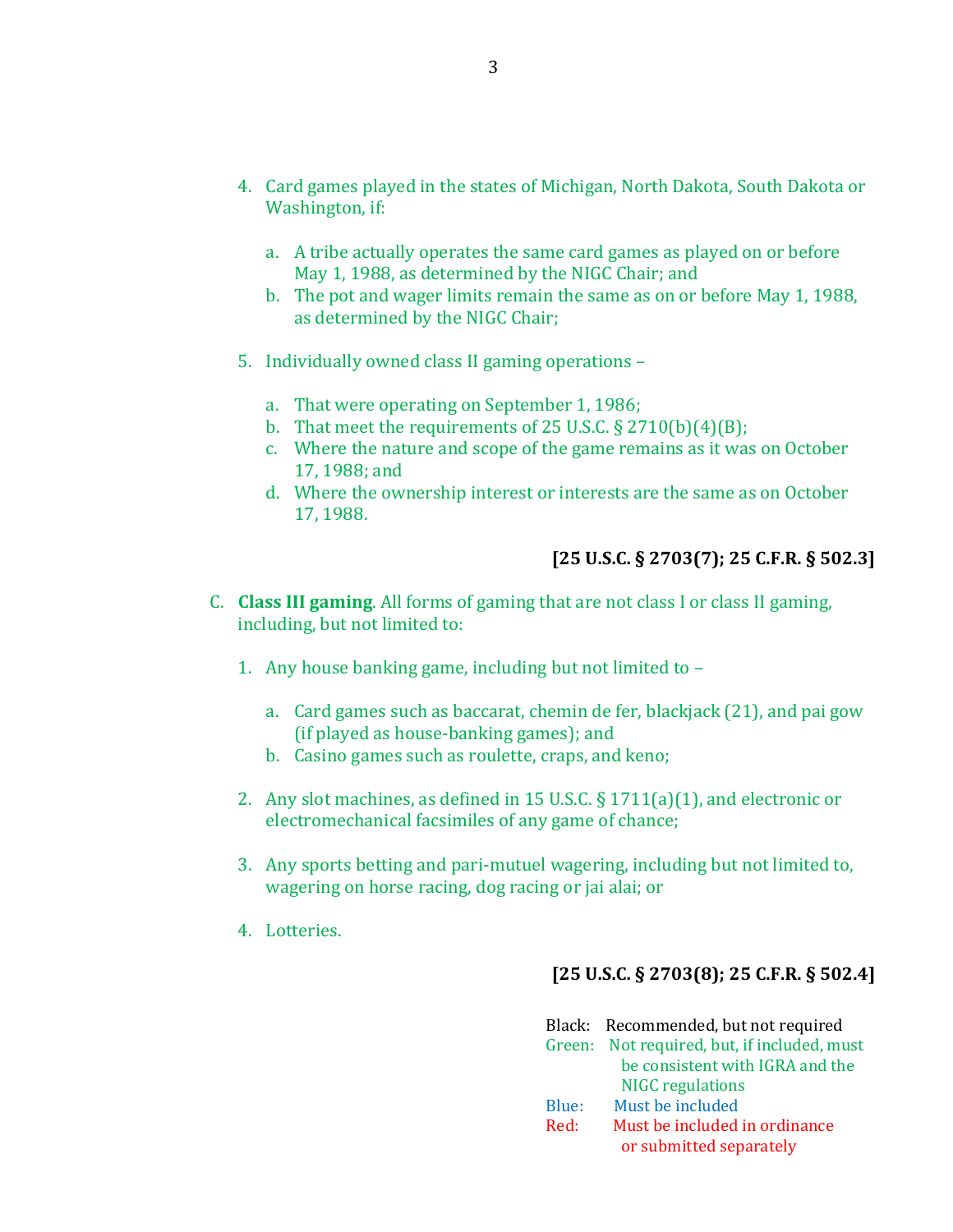4. Card games played in the states of Michigan, North Dakota, South Dakota or Washington, if:

    a. A tribe actually operates the same card games as played on or before May 1, 1988, as determined by the NIGC Chair; and
    b. The pot and wager limits remain the same as on or before May 1, 1988, as determined by the NIGC Chair;

5. Individually owned class II gaming operations –

    a. That were operating on September 1, 1986;
    b. That meet the requirements of 25 U.S.C. § 2710(b)(4)(B);
    c. Where the nature and scope of the game remains as it was on October 17, 1988; and
    d. Where the ownership interest or interests are the same as on October 17, 1988.

**[25 U.S.C. § 2703(7); 25 C.F.R. § 502.3]**

C. **Class III gaming**. All forms of gaming that are not class I or class II gaming, including, but not limited to:

1. Any house banking game, including but not limited to –

    a. Card games such as baccarat, chemin de fer, blackjack (21), and pai gow (if played as house-banking games); and
    b. Casino games such as roulette, craps, and keno;

2. Any slot machines, as defined in 15 U.S.C. § 1711(a)(1), and electronic or electromechanical facsimiles of any game of chance;

3. Any sports betting and pari-mutuel wagering, including but not limited to, wagering on horse racing, dog racing or jai alai; or

4. Lotteries.

**[25 U.S.C. § 2703(8); 25 C.F.R. § 502.4]**

Black: Recommended, but not required
Green: Not required, but, if included, must be consistent with IGRA and the NIGC regulations
Blue: Must be included
Red: Must be included in ordinance or submitted separately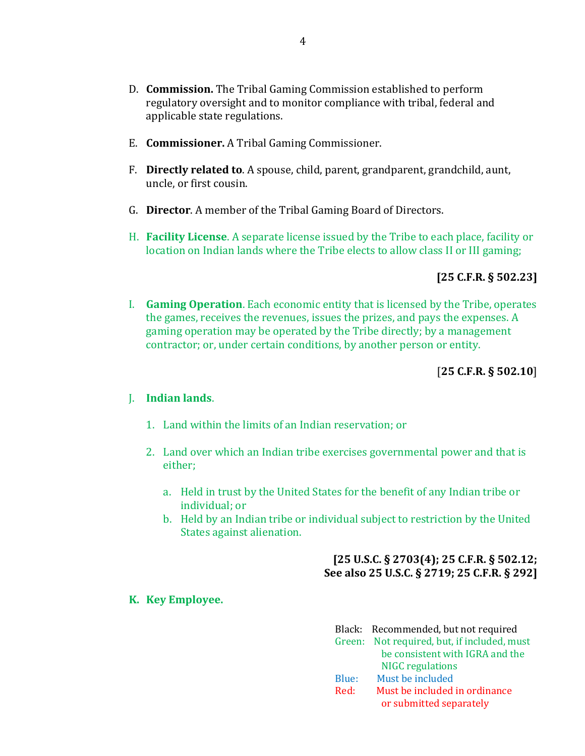D. **Commission.** The Tribal Gaming Commission established to perform regulatory oversight and to monitor compliance with tribal, federal and applicable state regulations.

E. **Commissioner.** A Tribal Gaming Commissioner.

F. **Directly related to**. A spouse, child, parent, grandparent, grandchild, aunt, uncle, or first cousin.

G. **Director**. A member of the Tribal Gaming Board of Directors.

H. **Facility License**. A separate license issued by the Tribe to each place, facility or location on Indian lands where the Tribe elects to allow class II or III gaming;

**[25 C.F.R. § 502.23]**

I. **Gaming Operation**. Each economic entity that is licensed by the Tribe, operates the games, receives the revenues, issues the prizes, and pays the expenses. A gaming operation may be operated by the Tribe directly; by a management contractor; or, under certain conditions, by another person or entity.

[**25 C.F.R. § 502.10**]

J. **Indian lands**.

1. Land within the limits of an Indian reservation; or

2. Land over which an Indian tribe exercises governmental power and that is either;

   a. Held in trust by the United States for the benefit of any Indian tribe or individual; or
   b. Held by an Indian tribe or individual subject to restriction by the United States against alienation.

**[25 U.S.C. § 2703(4); 25 C.F.R. § 502.12; See also 25 U.S.C. § 2719; 25 C.F.R. § 292]**

**K. Key Employee.**

Black: Recommended, but not required
Green: Not required, but, if included, must be consistent with IGRA and the NIGC regulations
Blue: Must be included
Red: Must be included in ordinance or submitted separately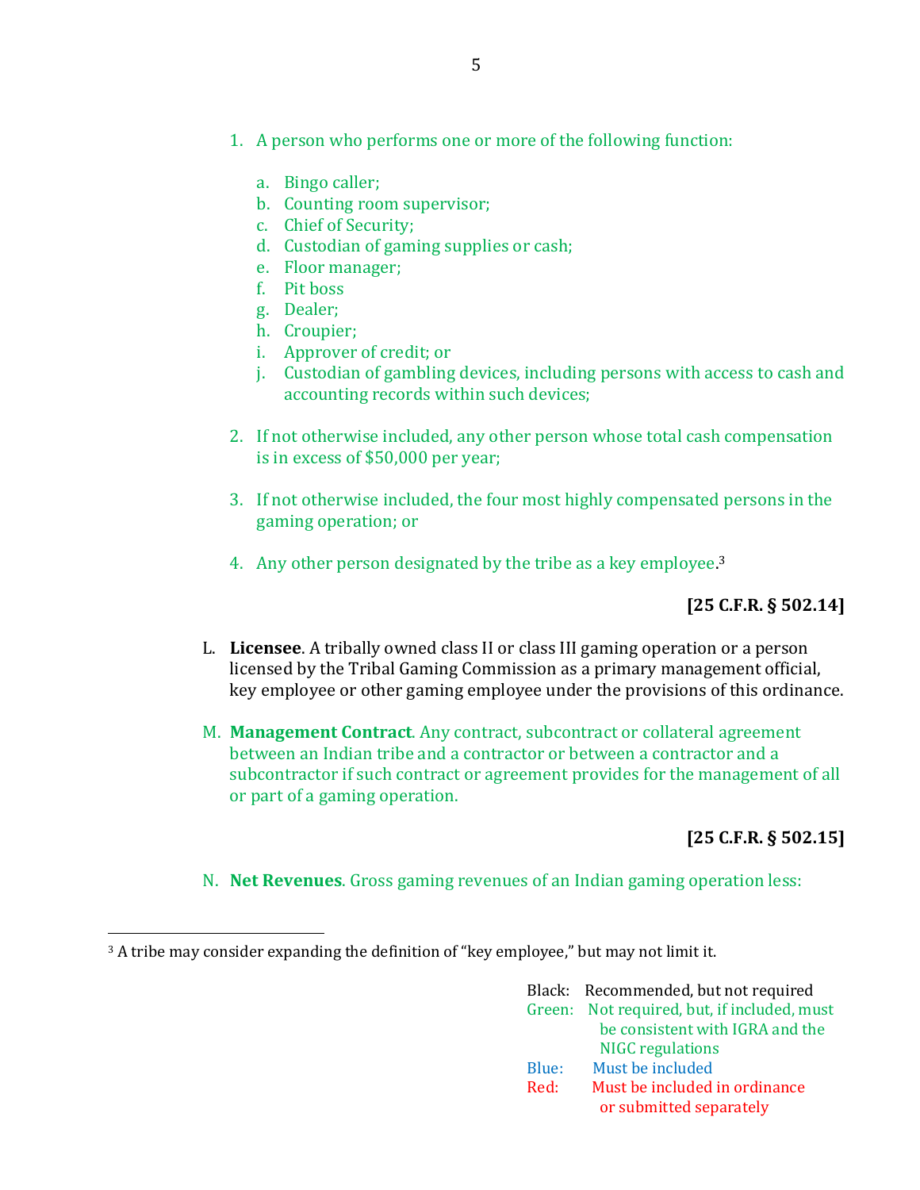1. A person who performs one or more of the following function:

    a. Bingo caller;
    b. Counting room supervisor;
    c. Chief of Security;
    d. Custodian of gaming supplies or cash;
    e. Floor manager;
    f. Pit boss
    g. Dealer;
    h. Croupier;
    i. Approver of credit; or
    j. Custodian of gambling devices, including persons with access to cash and accounting records within such devices;

2. If not otherwise included, any other person whose total cash compensation is in excess of $50,000 per year;

3. If not otherwise included, the four most highly compensated persons in the gaming operation; or

4. Any other person designated by the tribe as a key employee.[3]

**[25 C.F.R. § 502.14]**

L. **Licensee**. A tribally owned class II or class III gaming operation or a person licensed by the Tribal Gaming Commission as a primary management official, key employee or other gaming employee under the provisions of this ordinance.

M. **Management Contract**. Any contract, subcontract or collateral agreement between an Indian tribe and a contractor or between a contractor and a subcontractor if such contract or agreement provides for the management of all or part of a gaming operation.

**[25 C.F.R. § 502.15]**

N. **Net Revenues**. Gross gaming revenues of an Indian gaming operation less:

[3] A tribe may consider expanding the definition of "key employee," but may not limit it.

Black: Recommended, but not required
Green: Not required, but, if included, must be consistent with IGRA and the NIGC regulations
Blue: Must be included
Red: Must be included in ordinance or submitted separately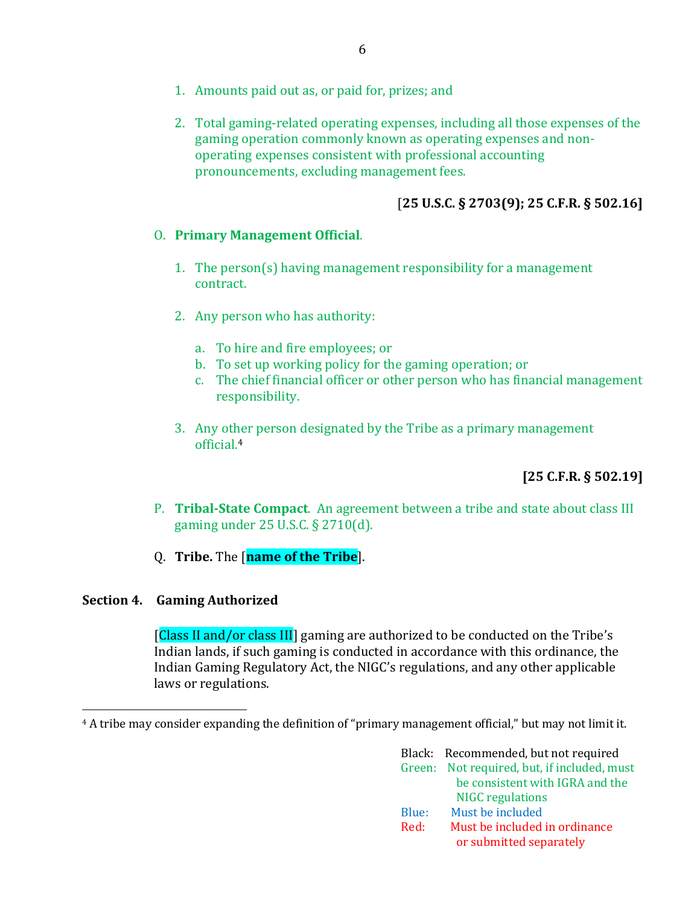1. Amounts paid out as, or paid for, prizes; and

2. Total gaming-related operating expenses, including all those expenses of the gaming operation commonly known as operating expenses and non-operating expenses consistent with professional accounting pronouncements, excluding management fees.

**[25 U.S.C. § 2703(9); 25 C.F.R. § 502.16]**

O. **Primary Management Official**.

1. The person(s) having management responsibility for a management contract.

2. Any person who has authority:

   a. To hire and fire employees; or
   b. To set up working policy for the gaming operation; or
   c. The chief financial officer or other person who has financial management responsibility.

3. Any other person designated by the Tribe as a primary management official.[4]

**[25 C.F.R. § 502.19]**

P. **Tribal-State Compact**. An agreement between a tribe and state about class III gaming under 25 U.S.C. § 2710(d).

Q. **Tribe.** The [**name of the Tribe**].

## Section 4. Gaming Authorized

[Class II and/or class III] gaming are authorized to be conducted on the Tribe's Indian lands, if such gaming is conducted in accordance with this ordinance, the Indian Gaming Regulatory Act, the NIGC's regulations, and any other applicable laws or regulations.

[4] A tribe may consider expanding the definition of "primary management official," but may not limit it.

Black: Recommended, but not required
Green: Not required, but, if included, must be consistent with IGRA and the NIGC regulations
Blue: Must be included
Red: Must be included in ordinance or submitted separately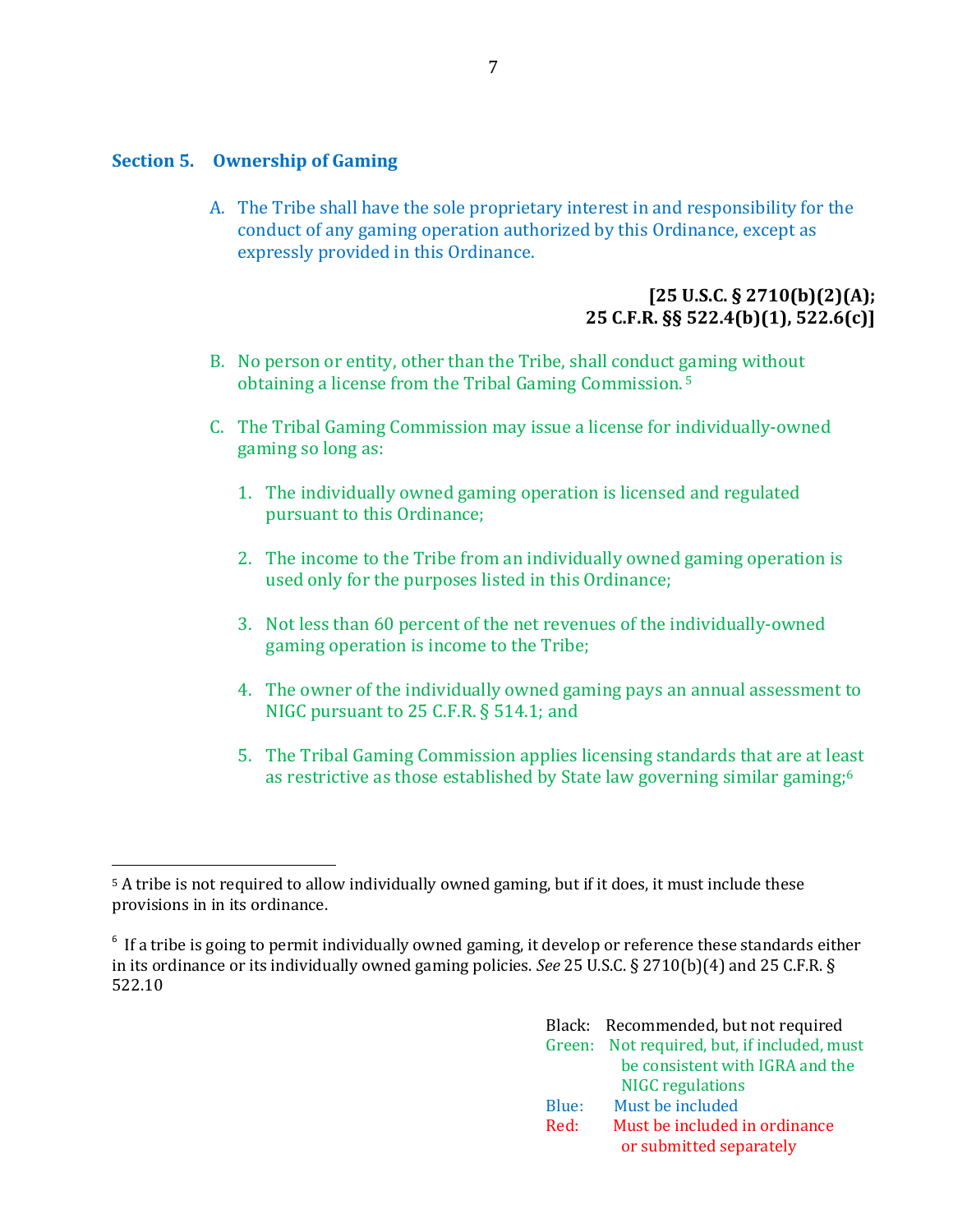## Section 5. Ownership of Gaming

A. The Tribe shall have the sole proprietary interest in and responsibility for the conduct of any gaming operation authorized by this Ordinance, except as expressly provided in this Ordinance.

**[25 U.S.C. § 2710(b)(2)(A); 25 C.F.R. §§ 522.4(b)(1), 522.6(c)]**

B. No person or entity, other than the Tribe, shall conduct gaming without obtaining a license from the Tribal Gaming Commission.[5]

C. The Tribal Gaming Commission may issue a license for individually-owned gaming so long as:

1. The individually owned gaming operation is licensed and regulated pursuant to this Ordinance;

2. The income to the Tribe from an individually owned gaming operation is used only for the purposes listed in this Ordinance;

3. Not less than 60 percent of the net revenues of the individually-owned gaming operation is income to the Tribe;

4. The owner of the individually owned gaming pays an annual assessment to NIGC pursuant to 25 C.F.R. § 514.1; and

5. The Tribal Gaming Commission applies licensing standards that are at least as restrictive as those established by State law governing similar gaming;[6]

---

[5] A tribe is not required to allow individually owned gaming, but if it does, it must include these provisions in in its ordinance.

[6] If a tribe is going to permit individually owned gaming, it develop or reference these standards either in its ordinance or its individually owned gaming policies. *See* 25 U.S.C. § 2710(b)(4) and 25 C.F.R. § 522.10

Black: Recommended, but not required
Green: Not required, but, if included, must be consistent with IGRA and the NIGC regulations
Blue: Must be included
Red: Must be included in ordinance or submitted separately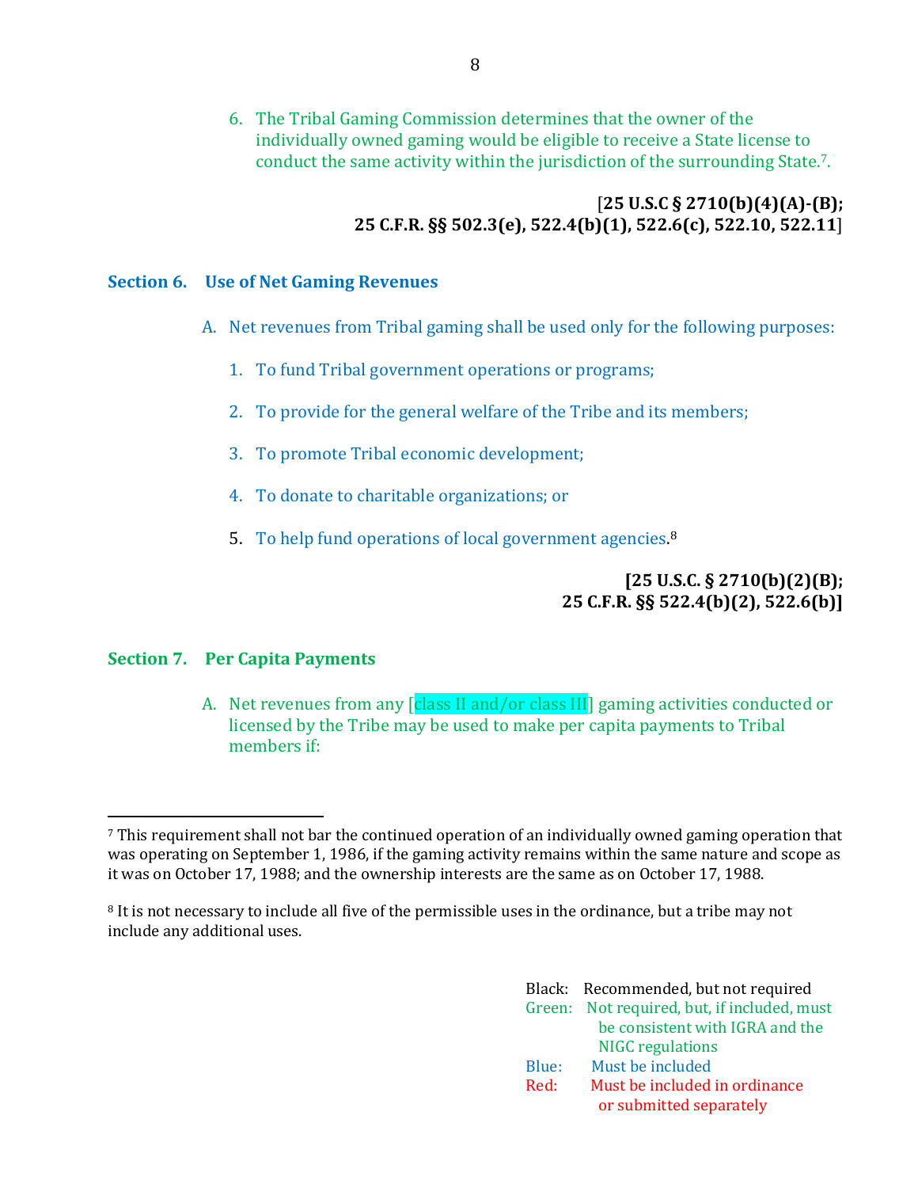6. The Tribal Gaming Commission determines that the owner of the individually owned gaming would be eligible to receive a State license to conduct the same activity within the jurisdiction of the surrounding State.[7].

**[25 U.S.C § 2710(b)(4)(A)-(B); 25 C.F.R. §§ 502.3(e), 522.4(b)(1), 522.6(c), 522.10, 522.11]**

## Section 6. Use of Net Gaming Revenues

A. Net revenues from Tribal gaming shall be used only for the following purposes:

1. To fund Tribal government operations or programs;
2. To provide for the general welfare of the Tribe and its members;
3. To promote Tribal economic development;
4. To donate to charitable organizations; or
5. To help fund operations of local government agencies.[8]

**[25 U.S.C. § 2710(b)(2)(B); 25 C.F.R. §§ 522.4(b)(2), 522.6(b)]**

## Section 7. Per Capita Payments

A. Net revenues from any [class II and/or class III] gaming activities conducted or licensed by the Tribe may be used to make per capita payments to Tribal members if:

---

[7] This requirement shall not bar the continued operation of an individually owned gaming operation that was operating on September 1, 1986, if the gaming activity remains within the same nature and scope as it was on October 17, 1988; and the ownership interests are the same as on October 17, 1988.

[8] It is not necessary to include all five of the permissible uses in the ordinance, but a tribe may not include any additional uses.

Black: Recommended, but not required
Green: Not required, but, if included, must be consistent with IGRA and the NIGC regulations
Blue: Must be included
Red: Must be included in ordinance or submitted separately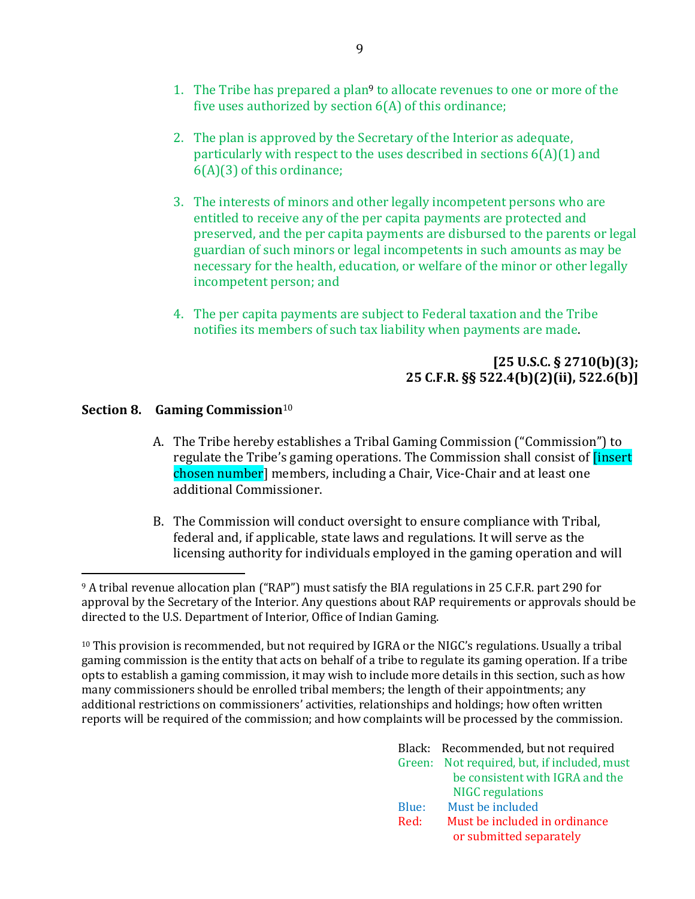1. The Tribe has prepared a plan[9] to allocate revenues to one or more of the five uses authorized by section 6(A) of this ordinance;

2. The plan is approved by the Secretary of the Interior as adequate, particularly with respect to the uses described in sections 6(A)(1) and 6(A)(3) of this ordinance;

3. The interests of minors and other legally incompetent persons who are entitled to receive any of the per capita payments are protected and preserved, and the per capita payments are disbursed to the parents or legal guardian of such minors or legal incompetents in such amounts as may be necessary for the health, education, or welfare of the minor or other legally incompetent person; and

4. The per capita payments are subject to Federal taxation and the Tribe notifies its members of such tax liability when payments are made.

**[25 U.S.C. § 2710(b)(3); 25 C.F.R. §§ 522.4(b)(2)(ii), 522.6(b)]**

**Section 8. Gaming Commission**[10]

A. The Tribe hereby establishes a Tribal Gaming Commission ("Commission") to regulate the Tribe's gaming operations. The Commission shall consist of [insert chosen number] members, including a Chair, Vice-Chair and at least one additional Commissioner.

B. The Commission will conduct oversight to ensure compliance with Tribal, federal and, if applicable, state laws and regulations. It will serve as the licensing authority for individuals employed in the gaming operation and will

---

[9] A tribal revenue allocation plan ("RAP") must satisfy the BIA regulations in 25 C.F.R. part 290 for approval by the Secretary of the Interior. Any questions about RAP requirements or approvals should be directed to the U.S. Department of Interior, Office of Indian Gaming.

[10] This provision is recommended, but not required by IGRA or the NIGC's regulations. Usually a tribal gaming commission is the entity that acts on behalf of a tribe to regulate its gaming operation. If a tribe opts to establish a gaming commission, it may wish to include more details in this section, such as how many commissioners should be enrolled tribal members; the length of their appointments; any additional restrictions on commissioners' activities, relationships and holdings; how often written reports will be required of the commission; and how complaints will be processed by the commission.

Black: Recommended, but not required
Green: Not required, but, if included, must be consistent with IGRA and the NIGC regulations
Blue: Must be included
Red: Must be included in ordinance or submitted separately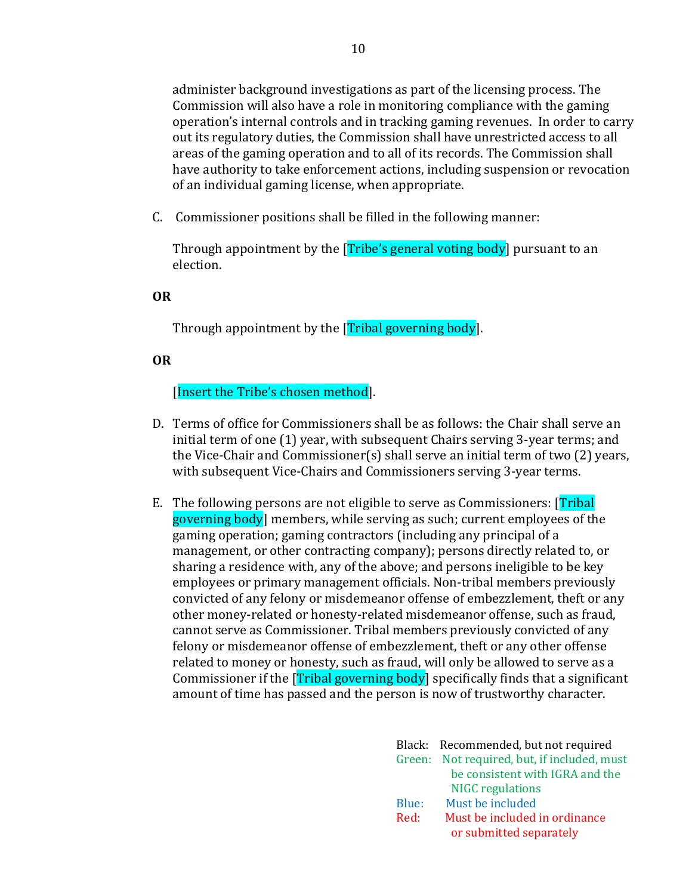administer background investigations as part of the licensing process. The Commission will also have a role in monitoring compliance with the gaming operation's internal controls and in tracking gaming revenues. In order to carry out its regulatory duties, the Commission shall have unrestricted access to all areas of the gaming operation and to all of its records. The Commission shall have authority to take enforcement actions, including suspension or revocation of an individual gaming license, when appropriate.

C. Commissioner positions shall be filled in the following manner:

   Through appointment by the [Tribe's general voting body] pursuant to an election.

**OR**

   Through appointment by the [Tribal governing body].

**OR**

   [Insert the Tribe's chosen method].

D. Terms of office for Commissioners shall be as follows: the Chair shall serve an initial term of one (1) year, with subsequent Chairs serving 3-year terms; and the Vice-Chair and Commissioner(s) shall serve an initial term of two (2) years, with subsequent Vice-Chairs and Commissioners serving 3-year terms.

E. The following persons are not eligible to serve as Commissioners: [Tribal governing body] members, while serving as such; current employees of the gaming operation; gaming contractors (including any principal of a management, or other contracting company); persons directly related to, or sharing a residence with, any of the above; and persons ineligible to be key employees or primary management officials. Non-tribal members previously convicted of any felony or misdemeanor offense of embezzlement, theft or any other money-related or honesty-related misdemeanor offense, such as fraud, cannot serve as Commissioner. Tribal members previously convicted of any felony or misdemeanor offense of embezzlement, theft or any other offense related to money or honesty, such as fraud, will only be allowed to serve as a Commissioner if the [Tribal governing body] specifically finds that a significant amount of time has passed and the person is now of trustworthy character.

Black: Recommended, but not required
Green: Not required, but, if included, must be consistent with IGRA and the NIGC regulations
Blue: Must be included
Red: Must be included in ordinance or submitted separately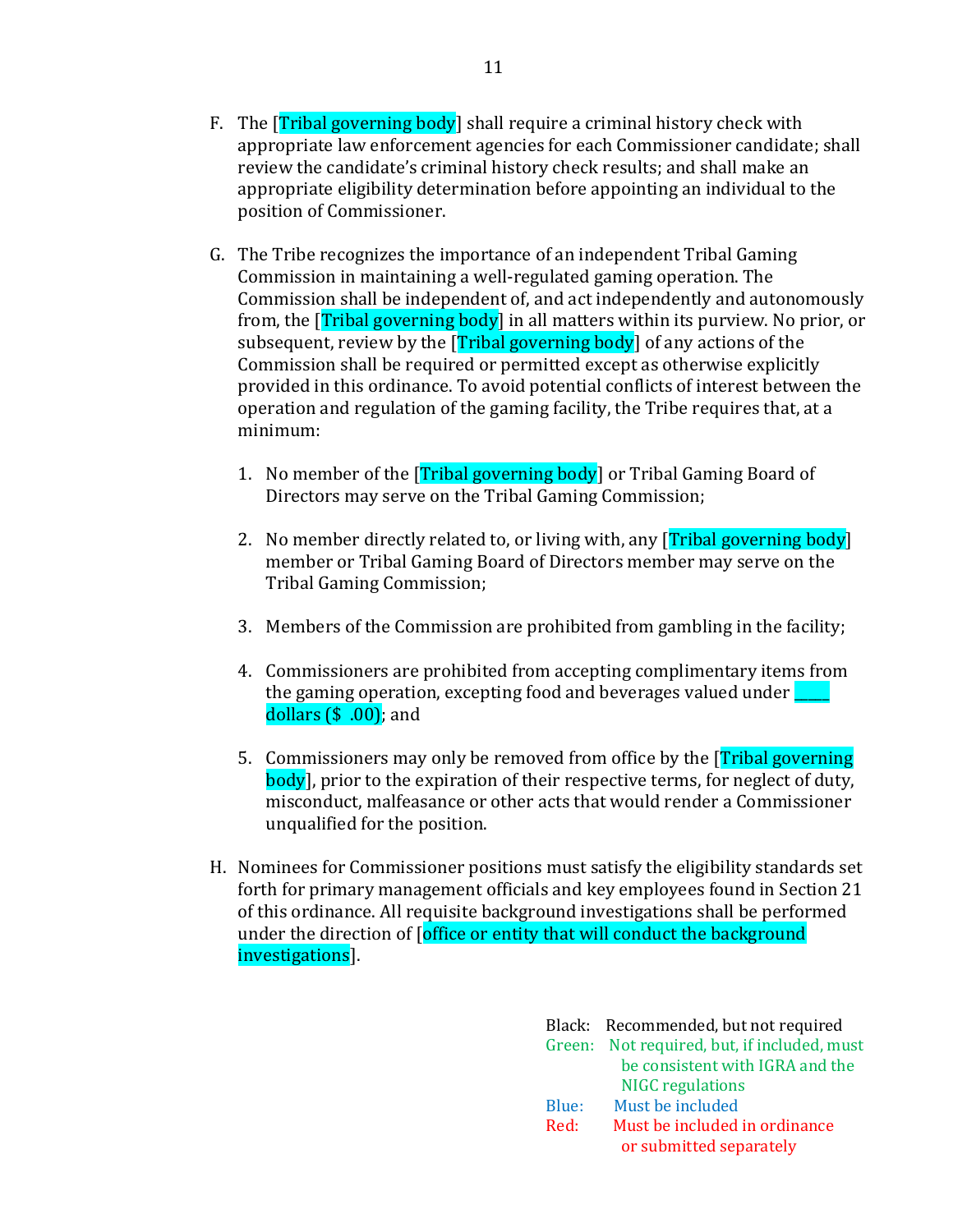F. The [Tribal governing body] shall require a criminal history check with appropriate law enforcement agencies for each Commissioner candidate; shall review the candidate's criminal history check results; and shall make an appropriate eligibility determination before appointing an individual to the position of Commissioner.

G. The Tribe recognizes the importance of an independent Tribal Gaming Commission in maintaining a well-regulated gaming operation. The Commission shall be independent of, and act independently and autonomously from, the [Tribal governing body] in all matters within its purview. No prior, or subsequent, review by the [Tribal governing body] of any actions of the Commission shall be required or permitted except as otherwise explicitly provided in this ordinance. To avoid potential conflicts of interest between the operation and regulation of the gaming facility, the Tribe requires that, at a minimum:

   1. No member of the [Tribal governing body] or Tribal Gaming Board of Directors may serve on the Tribal Gaming Commission;

   2. No member directly related to, or living with, any [Tribal governing body] member or Tribal Gaming Board of Directors member may serve on the Tribal Gaming Commission;

   3. Members of the Commission are prohibited from gambling in the facility;

   4. Commissioners are prohibited from accepting complimentary items from the gaming operation, excepting food and beverages valued under _____ dollars ($ .00); and

   5. Commissioners may only be removed from office by the [Tribal governing body], prior to the expiration of their respective terms, for neglect of duty, misconduct, malfeasance or other acts that would render a Commissioner unqualified for the position.

H. Nominees for Commissioner positions must satisfy the eligibility standards set forth for primary management officials and key employees found in Section 21 of this ordinance. All requisite background investigations shall be performed under the direction of [office or entity that will conduct the background investigations].

Black: Recommended, but not required
Green: Not required, but, if included, must be consistent with IGRA and the NIGC regulations
Blue: Must be included
Red: Must be included in ordinance or submitted separately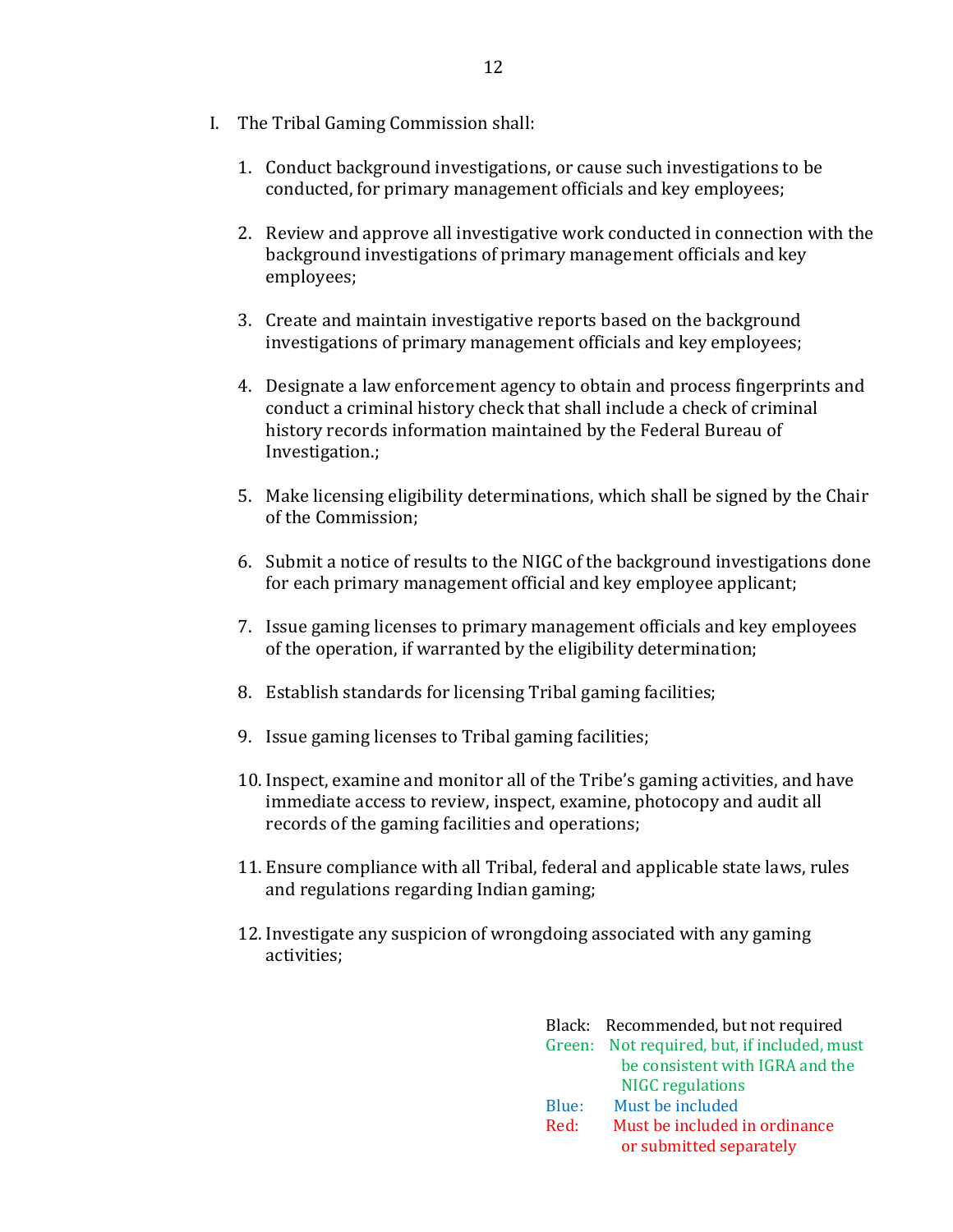I. The Tribal Gaming Commission shall:

1. Conduct background investigations, or cause such investigations to be conducted, for primary management officials and key employees;

2. Review and approve all investigative work conducted in connection with the background investigations of primary management officials and key employees;

3. Create and maintain investigative reports based on the background investigations of primary management officials and key employees;

4. Designate a law enforcement agency to obtain and process fingerprints and conduct a criminal history check that shall include a check of criminal history records information maintained by the Federal Bureau of Investigation.;

5. Make licensing eligibility determinations, which shall be signed by the Chair of the Commission;

6. Submit a notice of results to the NIGC of the background investigations done for each primary management official and key employee applicant;

7. Issue gaming licenses to primary management officials and key employees of the operation, if warranted by the eligibility determination;

8. Establish standards for licensing Tribal gaming facilities;

9. Issue gaming licenses to Tribal gaming facilities;

10. Inspect, examine and monitor all of the Tribe's gaming activities, and have immediate access to review, inspect, examine, photocopy and audit all records of the gaming facilities and operations;

11. Ensure compliance with all Tribal, federal and applicable state laws, rules and regulations regarding Indian gaming;

12. Investigate any suspicion of wrongdoing associated with any gaming activities;

Black: Recommended, but not required
Green: Not required, but, if included, must be consistent with IGRA and the NIGC regulations
Blue: Must be included
Red: Must be included in ordinance or submitted separately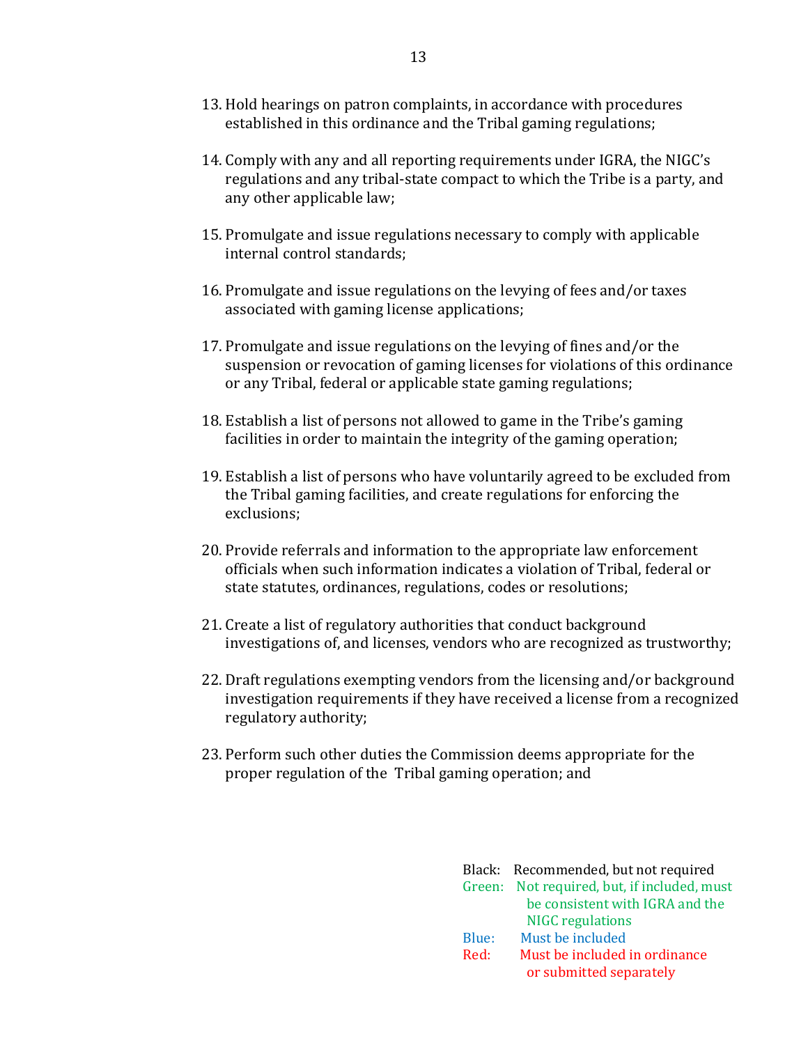13. Hold hearings on patron complaints, in accordance with procedures established in this ordinance and the Tribal gaming regulations;

14. Comply with any and all reporting requirements under IGRA, the NIGC's regulations and any tribal-state compact to which the Tribe is a party, and any other applicable law;

15. Promulgate and issue regulations necessary to comply with applicable internal control standards;

16. Promulgate and issue regulations on the levying of fees and/or taxes associated with gaming license applications;

17. Promulgate and issue regulations on the levying of fines and/or the suspension or revocation of gaming licenses for violations of this ordinance or any Tribal, federal or applicable state gaming regulations;

18. Establish a list of persons not allowed to game in the Tribe's gaming facilities in order to maintain the integrity of the gaming operation;

19. Establish a list of persons who have voluntarily agreed to be excluded from the Tribal gaming facilities, and create regulations for enforcing the exclusions;

20. Provide referrals and information to the appropriate law enforcement officials when such information indicates a violation of Tribal, federal or state statutes, ordinances, regulations, codes or resolutions;

21. Create a list of regulatory authorities that conduct background investigations of, and licenses, vendors who are recognized as trustworthy;

22. Draft regulations exempting vendors from the licensing and/or background investigation requirements if they have received a license from a recognized regulatory authority;

23. Perform such other duties the Commission deems appropriate for the proper regulation of the Tribal gaming operation; and

Black: Recommended, but not required
Green: Not required, but, if included, must be consistent with IGRA and the NIGC regulations
Blue: Must be included
Red: Must be included in ordinance or submitted separately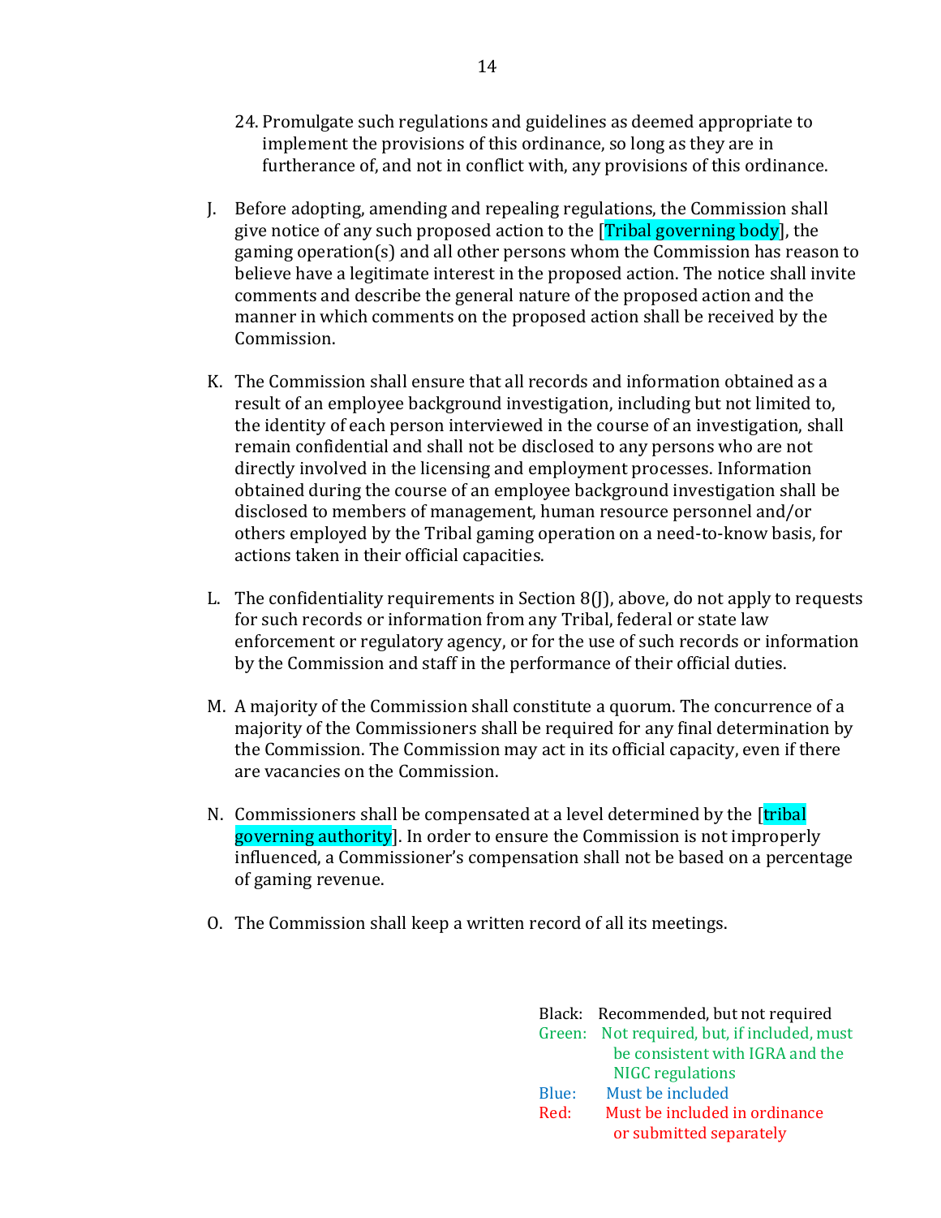24. Promulgate such regulations and guidelines as deemed appropriate to implement the provisions of this ordinance, so long as they are in furtherance of, and not in conflict with, any provisions of this ordinance.

J. Before adopting, amending and repealing regulations, the Commission shall give notice of any such proposed action to the [Tribal governing body], the gaming operation(s) and all other persons whom the Commission has reason to believe have a legitimate interest in the proposed action. The notice shall invite comments and describe the general nature of the proposed action and the manner in which comments on the proposed action shall be received by the Commission.

K. The Commission shall ensure that all records and information obtained as a result of an employee background investigation, including but not limited to, the identity of each person interviewed in the course of an investigation, shall remain confidential and shall not be disclosed to any persons who are not directly involved in the licensing and employment processes. Information obtained during the course of an employee background investigation shall be disclosed to members of management, human resource personnel and/or others employed by the Tribal gaming operation on a need-to-know basis, for actions taken in their official capacities.

L. The confidentiality requirements in Section 8(J), above, do not apply to requests for such records or information from any Tribal, federal or state law enforcement or regulatory agency, or for the use of such records or information by the Commission and staff in the performance of their official duties.

M. A majority of the Commission shall constitute a quorum. The concurrence of a majority of the Commissioners shall be required for any final determination by the Commission. The Commission may act in its official capacity, even if there are vacancies on the Commission.

N. Commissioners shall be compensated at a level determined by the [tribal governing authority]. In order to ensure the Commission is not improperly influenced, a Commissioner's compensation shall not be based on a percentage of gaming revenue.

O. The Commission shall keep a written record of all its meetings.

Black: Recommended, but not required
Green: Not required, but, if included, must be consistent with IGRA and the NIGC regulations
Blue: Must be included
Red: Must be included in ordinance or submitted separately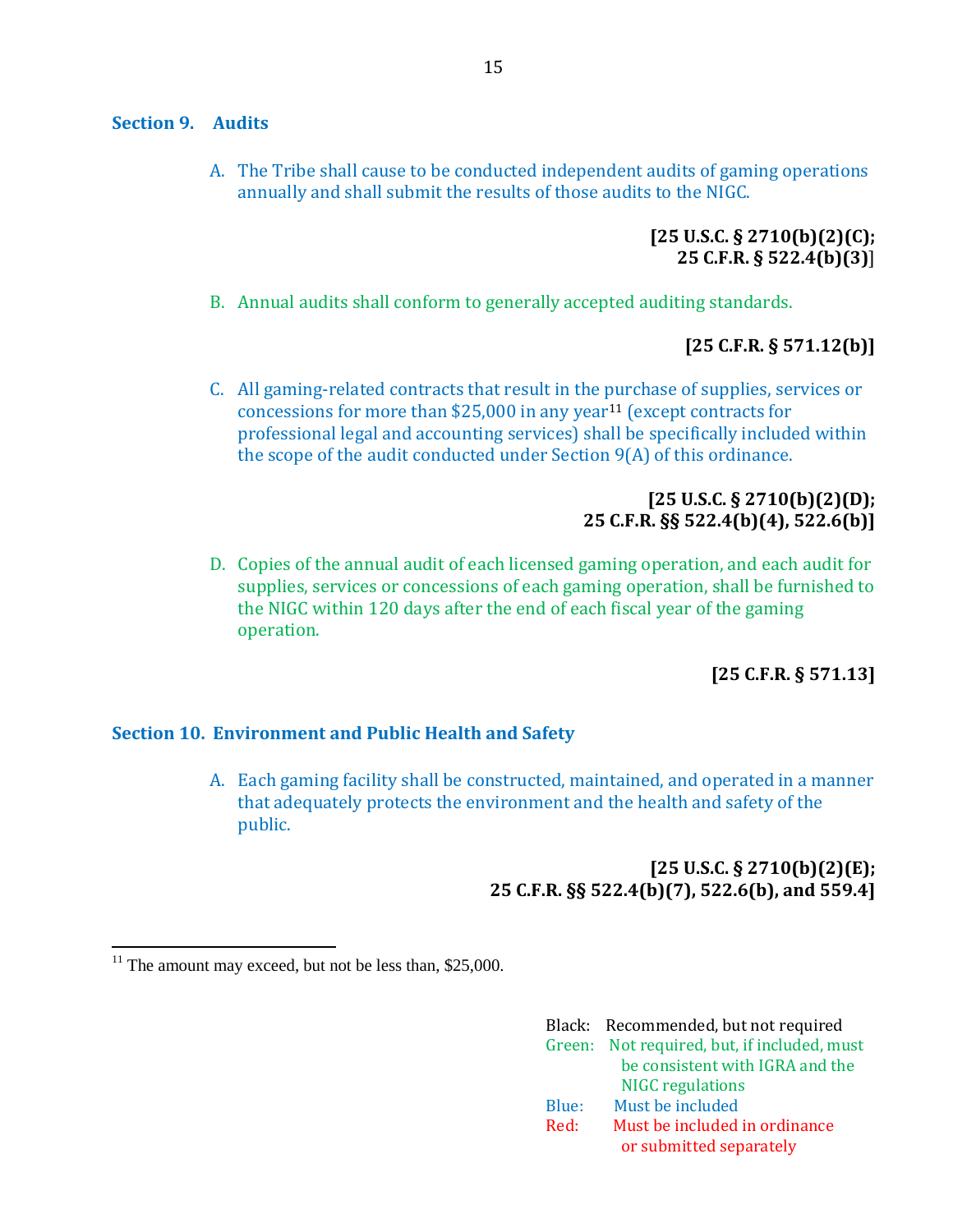## Section 9. Audits

A. The Tribe shall cause to be conducted independent audits of gaming operations annually and shall submit the results of those audits to the NIGC.

**[25 U.S.C. § 2710(b)(2)(C); 25 C.F.R. § 522.4(b)(3)]**

B. Annual audits shall conform to generally accepted auditing standards.

**[25 C.F.R. § 571.12(b)]**

C. All gaming-related contracts that result in the purchase of supplies, services or concessions for more than $25,000 in any year[11] (except contracts for professional legal and accounting services) shall be specifically included within the scope of the audit conducted under Section 9(A) of this ordinance.

**[25 U.S.C. § 2710(b)(2)(D); 25 C.F.R. §§ 522.4(b)(4), 522.6(b)]**

D. Copies of the annual audit of each licensed gaming operation, and each audit for supplies, services or concessions of each gaming operation, shall be furnished to the NIGC within 120 days after the end of each fiscal year of the gaming operation.

**[25 C.F.R. § 571.13]**

## Section 10. Environment and Public Health and Safety

A. Each gaming facility shall be constructed, maintained, and operated in a manner that adequately protects the environment and the health and safety of the public.

**[25 U.S.C. § 2710(b)(2)(E); 25 C.F.R. §§ 522.4(b)(7), 522.6(b), and 559.4]**

---

[11] The amount may exceed, but not be less than, $25,000.

Black: Recommended, but not required
Green: Not required, but, if included, must be consistent with IGRA and the NIGC regulations
Blue: Must be included
Red: Must be included in ordinance or submitted separately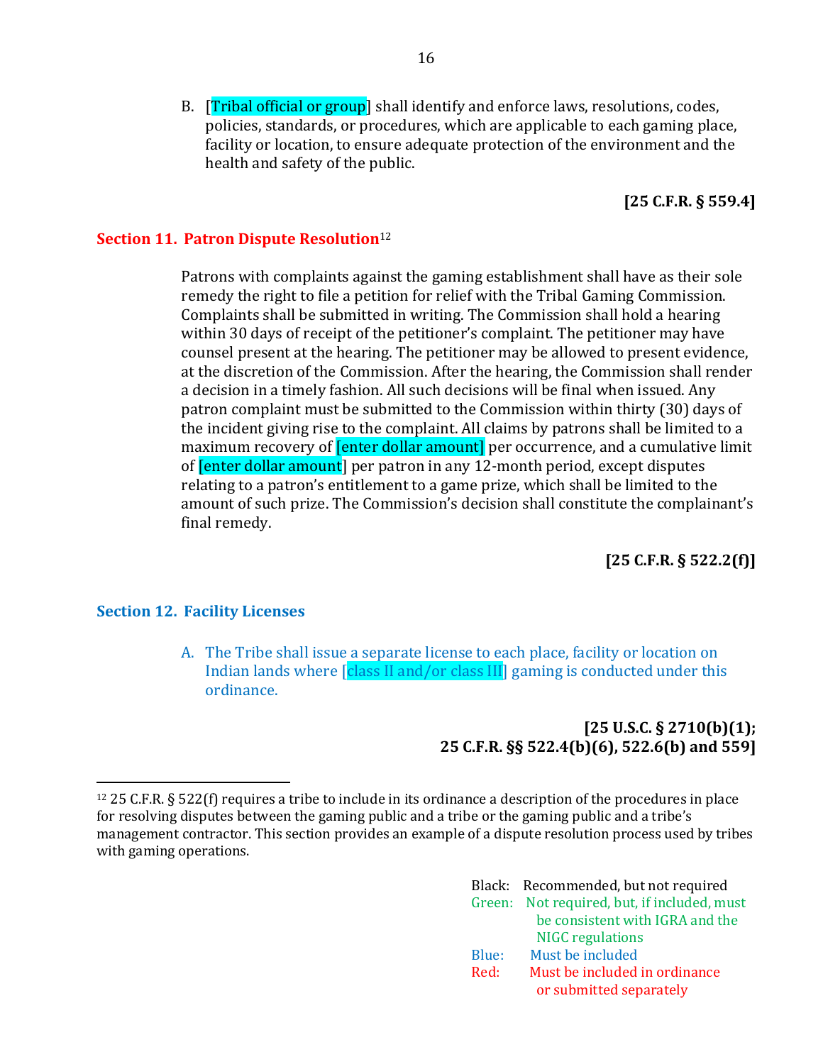B. [Tribal official or group] shall identify and enforce laws, resolutions, codes, policies, standards, or procedures, which are applicable to each gaming place, facility or location, to ensure adequate protection of the environment and the health and safety of the public.

**[25 C.F.R. § 559.4]**

## Section 11. Patron Dispute Resolution[12]

Patrons with complaints against the gaming establishment shall have as their sole remedy the right to file a petition for relief with the Tribal Gaming Commission. Complaints shall be submitted in writing. The Commission shall hold a hearing within 30 days of receipt of the petitioner's complaint. The petitioner may have counsel present at the hearing. The petitioner may be allowed to present evidence, at the discretion of the Commission. After the hearing, the Commission shall render a decision in a timely fashion. All such decisions will be final when issued. Any patron complaint must be submitted to the Commission within thirty (30) days of the incident giving rise to the complaint. All claims by patrons shall be limited to a maximum recovery of [enter dollar amount] per occurrence, and a cumulative limit of [enter dollar amount] per patron in any 12-month period, except disputes relating to a patron's entitlement to a game prize, which shall be limited to the amount of such prize. The Commission's decision shall constitute the complainant's final remedy.

**[25 C.F.R. § 522.2(f)]**

## Section 12. Facility Licenses

A. The Tribe shall issue a separate license to each place, facility or location on Indian lands where [class II and/or class III] gaming is conducted under this ordinance.

**[25 U.S.C. § 2710(b)(1); 25 C.F.R. §§ 522.4(b)(6), 522.6(b) and 559]**

---

[12] 25 C.F.R. § 522(f) requires a tribe to include in its ordinance a description of the procedures in place for resolving disputes between the gaming public and a tribe or the gaming public and a tribe's management contractor. This section provides an example of a dispute resolution process used by tribes with gaming operations.

Black: Recommended, but not required
Green: Not required, but, if included, must be consistent with IGRA and the NIGC regulations
Blue: Must be included
Red: Must be included in ordinance or submitted separately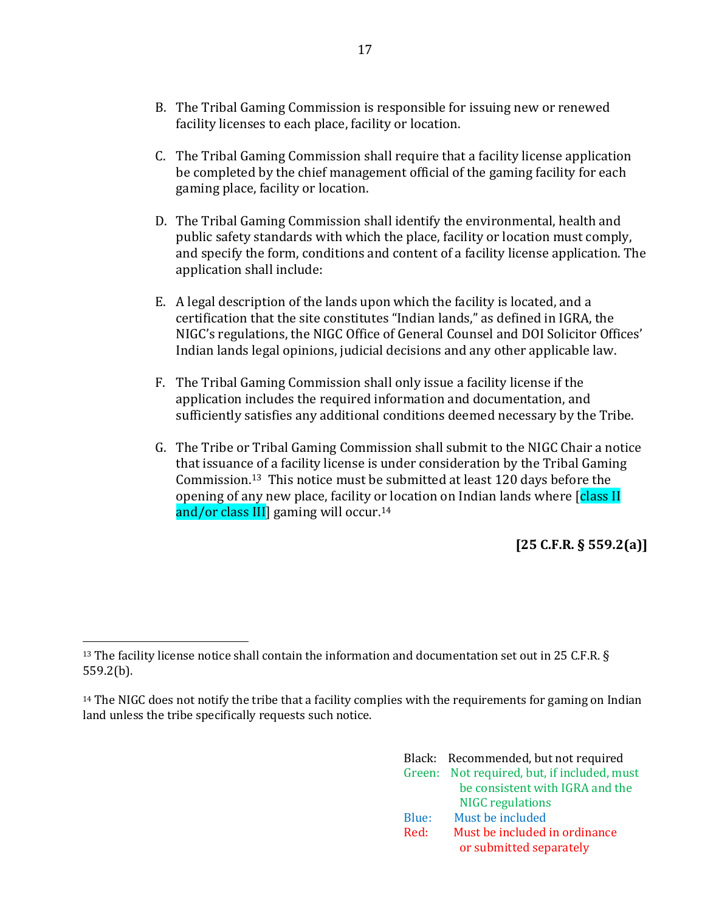B. The Tribal Gaming Commission is responsible for issuing new or renewed facility licenses to each place, facility or location.

C. The Tribal Gaming Commission shall require that a facility license application be completed by the chief management official of the gaming facility for each gaming place, facility or location.

D. The Tribal Gaming Commission shall identify the environmental, health and public safety standards with which the place, facility or location must comply, and specify the form, conditions and content of a facility license application. The application shall include:

E. A legal description of the lands upon which the facility is located, and a certification that the site constitutes "Indian lands," as defined in IGRA, the NIGC's regulations, the NIGC Office of General Counsel and DOI Solicitor Offices' Indian lands legal opinions, judicial decisions and any other applicable law.

F. The Tribal Gaming Commission shall only issue a facility license if the application includes the required information and documentation, and sufficiently satisfies any additional conditions deemed necessary by the Tribe.

G. The Tribe or Tribal Gaming Commission shall submit to the NIGC Chair a notice that issuance of a facility license is under consideration by the Tribal Gaming Commission.[13] This notice must be submitted at least 120 days before the opening of any new place, facility or location on Indian lands where [class II and/or class III] gaming will occur.[14]

**[25 C.F.R. § 559.2(a)]**

---

[13] The facility license notice shall contain the information and documentation set out in 25 C.F.R. § 559.2(b).

[14] The NIGC does not notify the tribe that a facility complies with the requirements for gaming on Indian land unless the tribe specifically requests such notice.

Black: Recommended, but not required
Green: Not required, but, if included, must be consistent with IGRA and the NIGC regulations
Blue: Must be included
Red: Must be included in ordinance or submitted separately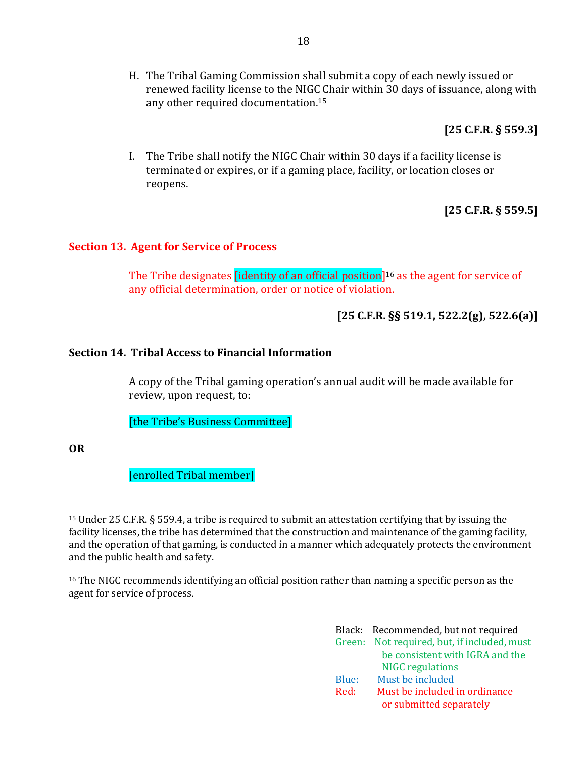H. The Tribal Gaming Commission shall submit a copy of each newly issued or renewed facility license to the NIGC Chair within 30 days of issuance, along with any other required documentation.[15]

**[25 C.F.R. § 559.3]**

I. The Tribe shall notify the NIGC Chair within 30 days if a facility license is terminated or expires, or if a gaming place, facility, or location closes or reopens.

**[25 C.F.R. § 559.5]**

## Section 13. Agent for Service of Process

The Tribe designates [identity of an official position][16] as the agent for service of any official determination, order or notice of violation.

**[25 C.F.R. §§ 519.1, 522.2(g), 522.6(a)]**

## Section 14. Tribal Access to Financial Information

A copy of the Tribal gaming operation's annual audit will be made available for review, upon request, to:

[the Tribe's Business Committee]

**OR**

[enrolled Tribal member]

---

[15] Under 25 C.F.R. § 559.4, a tribe is required to submit an attestation certifying that by issuing the facility licenses, the tribe has determined that the construction and maintenance of the gaming facility, and the operation of that gaming, is conducted in a manner which adequately protects the environment and the public health and safety.

[16] The NIGC recommends identifying an official position rather than naming a specific person as the agent for service of process.

Black: Recommended, but not required
Green: Not required, but, if included, must be consistent with IGRA and the NIGC regulations
Blue: Must be included
Red: Must be included in ordinance or submitted separately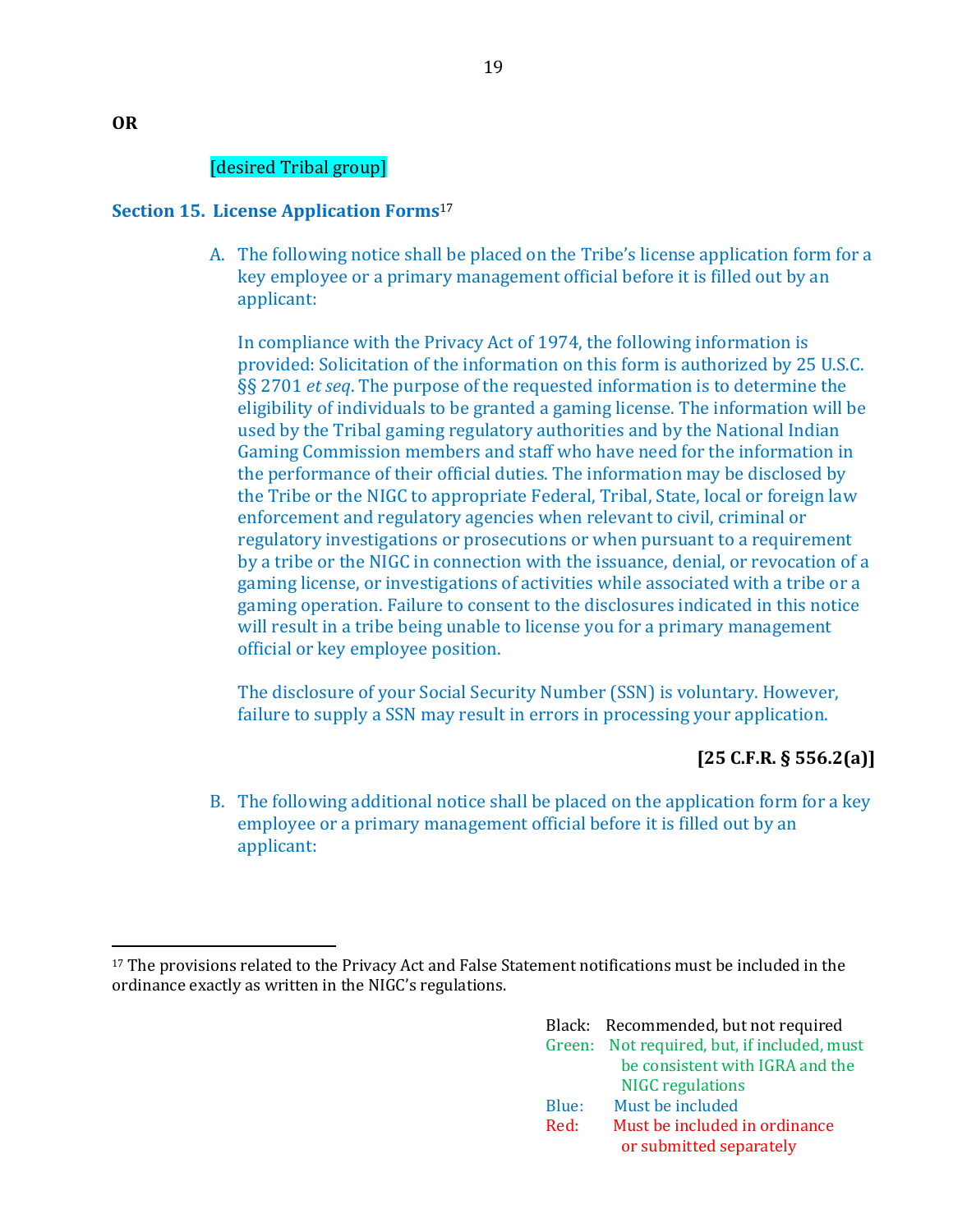**OR**

[desired Tribal group]

### Section 15. License Application Forms[17]

A. The following notice shall be placed on the Tribe's license application form for a key employee or a primary management official before it is filled out by an applicant:

   In compliance with the Privacy Act of 1974, the following information is provided: Solicitation of the information on this form is authorized by 25 U.S.C. §§ 2701 *et seq*. The purpose of the requested information is to determine the eligibility of individuals to be granted a gaming license. The information will be used by the Tribal gaming regulatory authorities and by the National Indian Gaming Commission members and staff who have need for the information in the performance of their official duties. The information may be disclosed by the Tribe or the NIGC to appropriate Federal, Tribal, State, local or foreign law enforcement and regulatory agencies when relevant to civil, criminal or regulatory investigations or prosecutions or when pursuant to a requirement by a tribe or the NIGC in connection with the issuance, denial, or revocation of a gaming license, or investigations of activities while associated with a tribe or a gaming operation. Failure to consent to the disclosures indicated in this notice will result in a tribe being unable to license you for a primary management official or key employee position.

   The disclosure of your Social Security Number (SSN) is voluntary. However, failure to supply a SSN may result in errors in processing your application.

**[25 C.F.R. § 556.2(a)]**

B. The following additional notice shall be placed on the application form for a key employee or a primary management official before it is filled out by an applicant:

---

[17] The provisions related to the Privacy Act and False Statement notifications must be included in the ordinance exactly as written in the NIGC's regulations.

Black: Recommended, but not required
Green: Not required, but, if included, must be consistent with IGRA and the NIGC regulations
Blue: Must be included
Red: Must be included in ordinance or submitted separately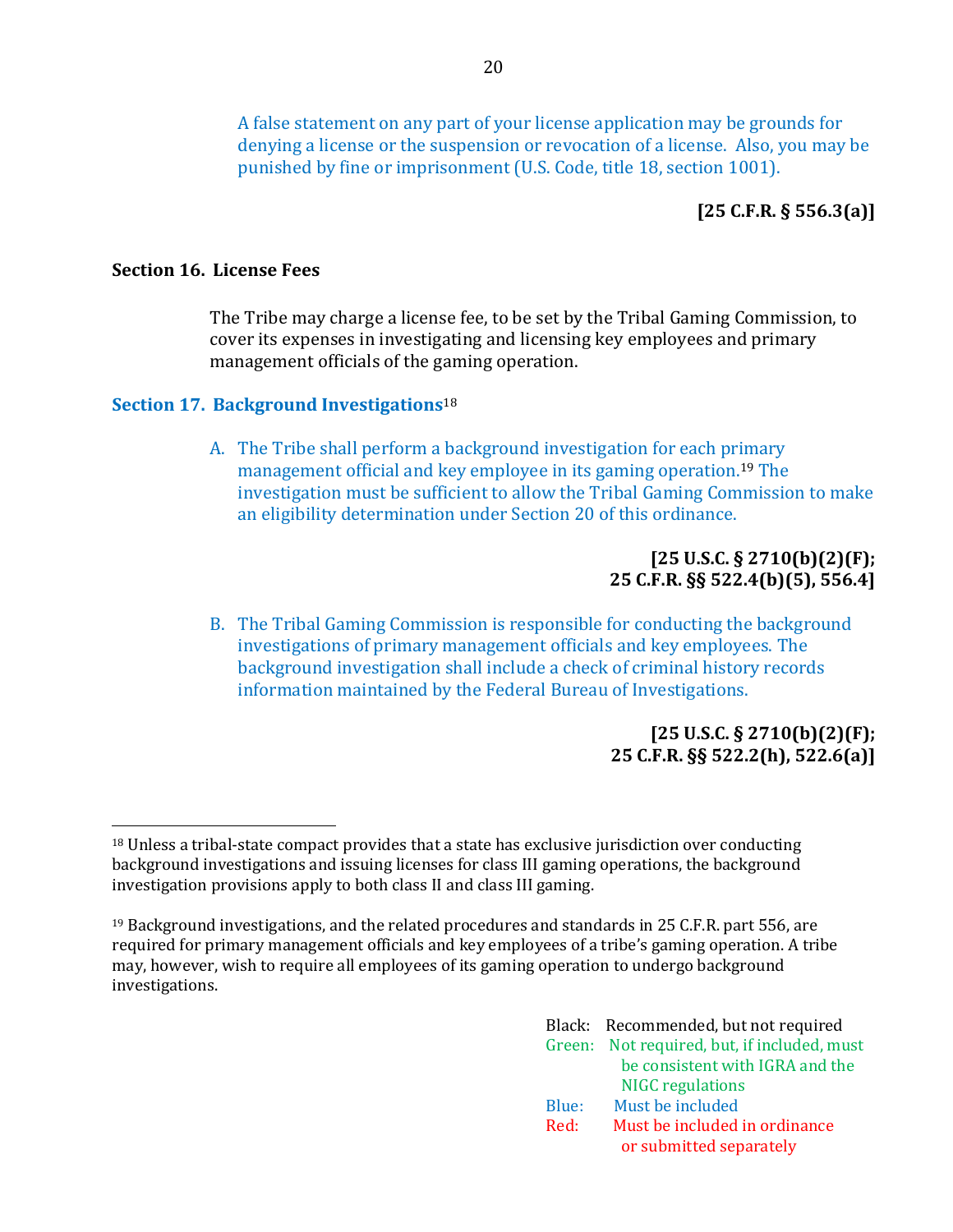A false statement on any part of your license application may be grounds for denying a license or the suspension or revocation of a license. Also, you may be punished by fine or imprisonment (U.S. Code, title 18, section 1001).

**[25 C.F.R. § 556.3(a)]**

**Section 16. License Fees**

The Tribe may charge a license fee, to be set by the Tribal Gaming Commission, to cover its expenses in investigating and licensing key employees and primary management officials of the gaming operation.

**Section 17. Background Investigations**[18]

A. The Tribe shall perform a background investigation for each primary management official and key employee in its gaming operation.[19] The investigation must be sufficient to allow the Tribal Gaming Commission to make an eligibility determination under Section 20 of this ordinance.

**[25 U.S.C. § 2710(b)(2)(F); 25 C.F.R. §§ 522.4(b)(5), 556.4]**

B. The Tribal Gaming Commission is responsible for conducting the background investigations of primary management officials and key employees. The background investigation shall include a check of criminal history records information maintained by the Federal Bureau of Investigations.

**[25 U.S.C. § 2710(b)(2)(F); 25 C.F.R. §§ 522.2(h), 522.6(a)]**

---

[18] Unless a tribal-state compact provides that a state has exclusive jurisdiction over conducting background investigations and issuing licenses for class III gaming operations, the background investigation provisions apply to both class II and class III gaming.

[19] Background investigations, and the related procedures and standards in 25 C.F.R. part 556, are required for primary management officials and key employees of a tribe's gaming operation. A tribe may, however, wish to require all employees of its gaming operation to undergo background investigations.

Black: Recommended, but not required
Green: Not required, but, if included, must be consistent with IGRA and the NIGC regulations
Blue: Must be included
Red: Must be included in ordinance or submitted separately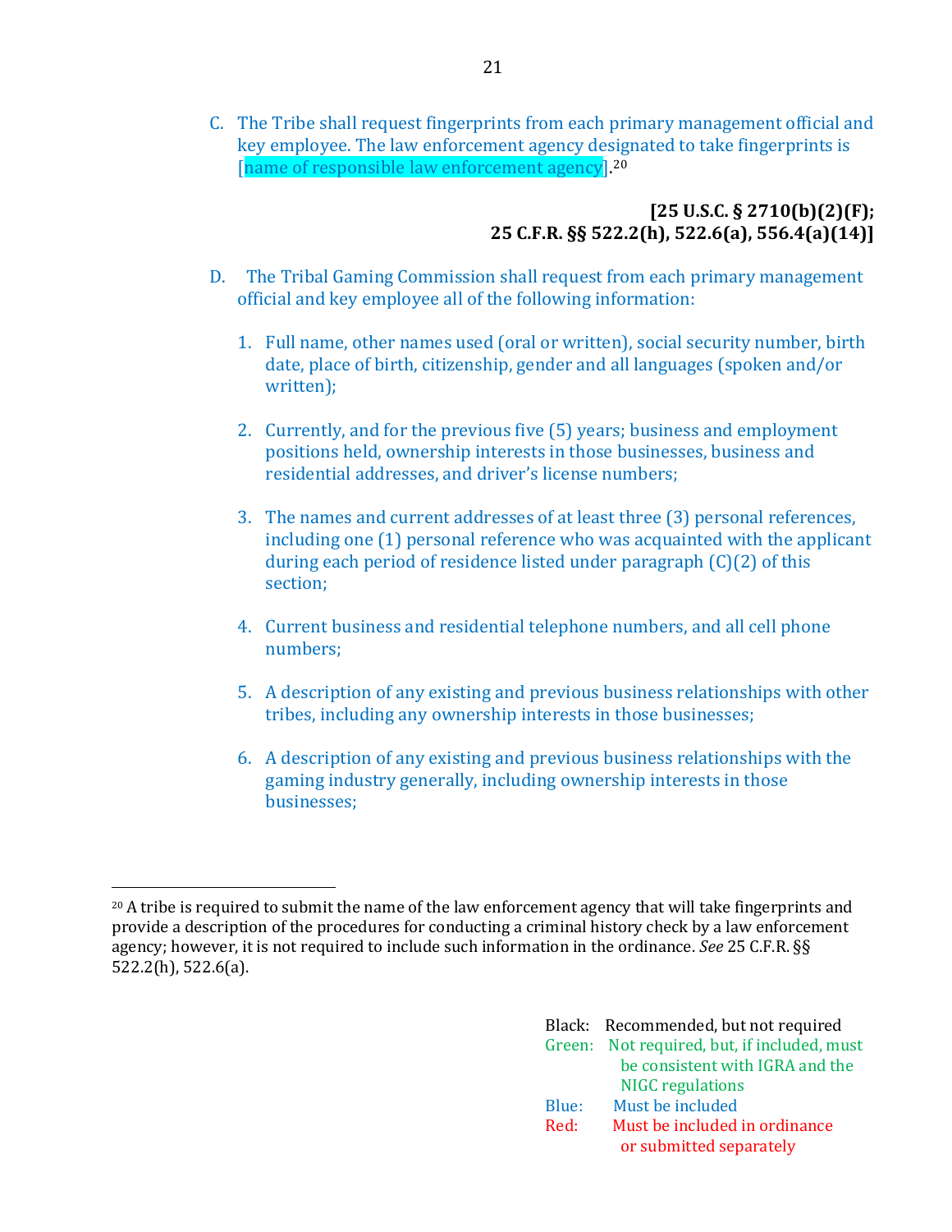C. The Tribe shall request fingerprints from each primary management official and key employee. The law enforcement agency designated to take fingerprints is [name of responsible law enforcement agency].[20]

**[25 U.S.C. § 2710(b)(2)(F); 25 C.F.R. §§ 522.2(h), 522.6(a), 556.4(a)(14)]**

D. The Tribal Gaming Commission shall request from each primary management official and key employee all of the following information:

1. Full name, other names used (oral or written), social security number, birth date, place of birth, citizenship, gender and all languages (spoken and/or written);

2. Currently, and for the previous five (5) years; business and employment positions held, ownership interests in those businesses, business and residential addresses, and driver's license numbers;

3. The names and current addresses of at least three (3) personal references, including one (1) personal reference who was acquainted with the applicant during each period of residence listed under paragraph (C)(2) of this section;

4. Current business and residential telephone numbers, and all cell phone numbers;

5. A description of any existing and previous business relationships with other tribes, including any ownership interests in those businesses;

6. A description of any existing and previous business relationships with the gaming industry generally, including ownership interests in those businesses;

[20] A tribe is required to submit the name of the law enforcement agency that will take fingerprints and provide a description of the procedures for conducting a criminal history check by a law enforcement agency; however, it is not required to include such information in the ordinance. *See* 25 C.F.R. §§ 522.2(h), 522.6(a).

Black: Recommended, but not required
Green: Not required, but, if included, must be consistent with IGRA and the NIGC regulations
Blue: Must be included
Red: Must be included in ordinance or submitted separately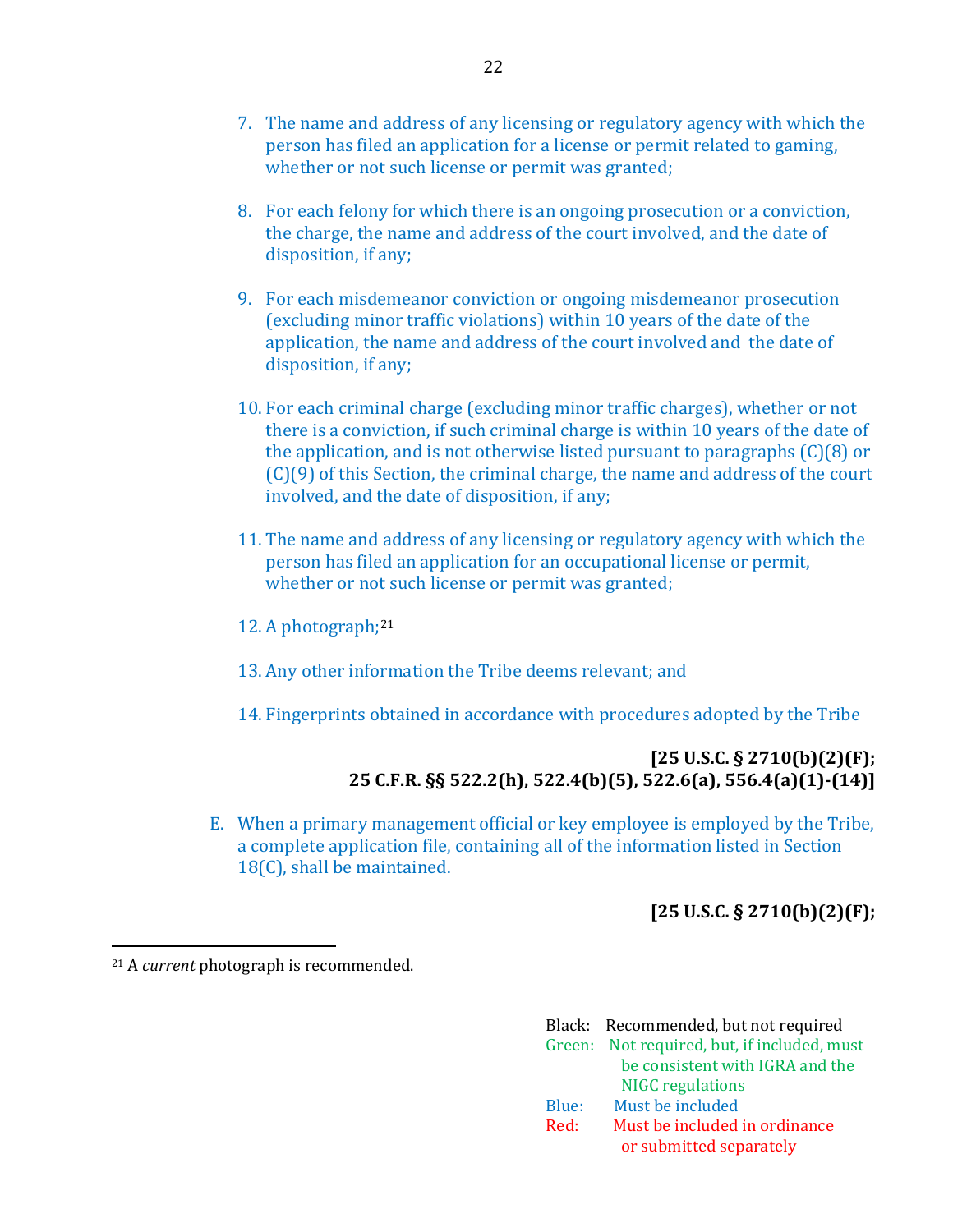7. The name and address of any licensing or regulatory agency with which the person has filed an application for a license or permit related to gaming, whether or not such license or permit was granted;

8. For each felony for which there is an ongoing prosecution or a conviction, the charge, the name and address of the court involved, and the date of disposition, if any;

9. For each misdemeanor conviction or ongoing misdemeanor prosecution (excluding minor traffic violations) within 10 years of the date of the application, the name and address of the court involved and the date of disposition, if any;

10. For each criminal charge (excluding minor traffic charges), whether or not there is a conviction, if such criminal charge is within 10 years of the date of the application, and is not otherwise listed pursuant to paragraphs (C)(8) or (C)(9) of this Section, the criminal charge, the name and address of the court involved, and the date of disposition, if any;

11. The name and address of any licensing or regulatory agency with which the person has filed an application for an occupational license or permit, whether or not such license or permit was granted;

12. A photograph;[21]

13. Any other information the Tribe deems relevant; and

14. Fingerprints obtained in accordance with procedures adopted by the Tribe

**[25 U.S.C. § 2710(b)(2)(F); 25 C.F.R. §§ 522.2(h), 522.4(b)(5), 522.6(a), 556.4(a)(1)-(14)]**

E. When a primary management official or key employee is employed by the Tribe, a complete application file, containing all of the information listed in Section 18(C), shall be maintained.

**[25 U.S.C. § 2710(b)(2)(F);**

[21] A *current* photograph is recommended.

Black: Recommended, but not required
Green: Not required, but, if included, must be consistent with IGRA and the NIGC regulations
Blue: Must be included
Red: Must be included in ordinance or submitted separately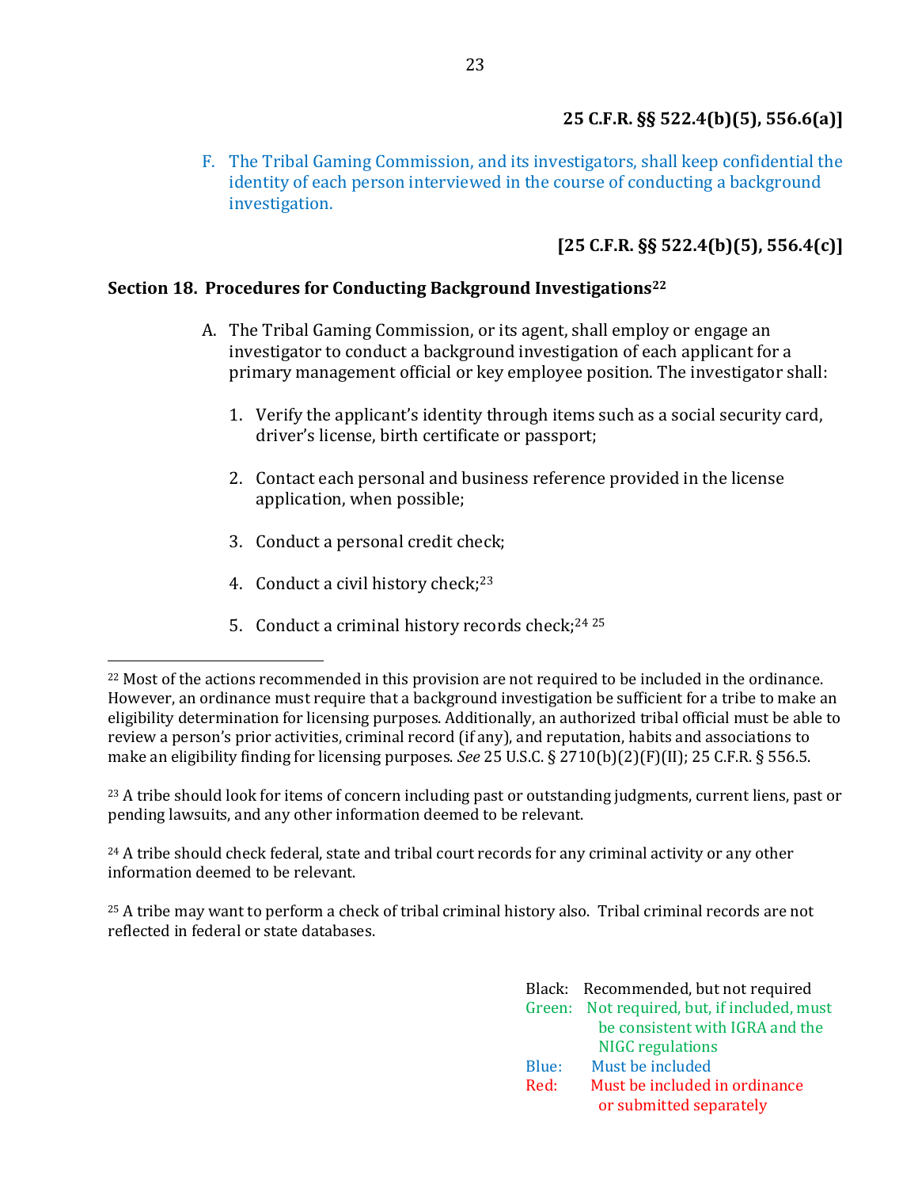**25 C.F.R. §§ 522.4(b)(5), 556.6(a)]**

F. The Tribal Gaming Commission, and its investigators, shall keep confidential the identity of each person interviewed in the course of conducting a background investigation.

**[25 C.F.R. §§ 522.4(b)(5), 556.4(c)]**

## Section 18. Procedures for Conducting Background Investigations[22]

A. The Tribal Gaming Commission, or its agent, shall employ or engage an investigator to conduct a background investigation of each applicant for a primary management official or key employee position. The investigator shall:

1. Verify the applicant's identity through items such as a social security card, driver's license, birth certificate or passport;

2. Contact each personal and business reference provided in the license application, when possible;

3. Conduct a personal credit check;

4. Conduct a civil history check;[23]

5. Conduct a criminal history records check;[24] [25]

---

[22] Most of the actions recommended in this provision are not required to be included in the ordinance. However, an ordinance must require that a background investigation be sufficient for a tribe to make an eligibility determination for licensing purposes. Additionally, an authorized tribal official must be able to review a person's prior activities, criminal record (if any), and reputation, habits and associations to make an eligibility finding for licensing purposes. *See* 25 U.S.C. § 2710(b)(2)(F)(II); 25 C.F.R. § 556.5.

[23] A tribe should look for items of concern including past or outstanding judgments, current liens, past or pending lawsuits, and any other information deemed to be relevant.

[24] A tribe should check federal, state and tribal court records for any criminal activity or any other information deemed to be relevant.

[25] A tribe may want to perform a check of tribal criminal history also. Tribal criminal records are not reflected in federal or state databases.

Black: Recommended, but not required
Green: Not required, but, if included, must be consistent with IGRA and the NIGC regulations
Blue: Must be included
Red: Must be included in ordinance or submitted separately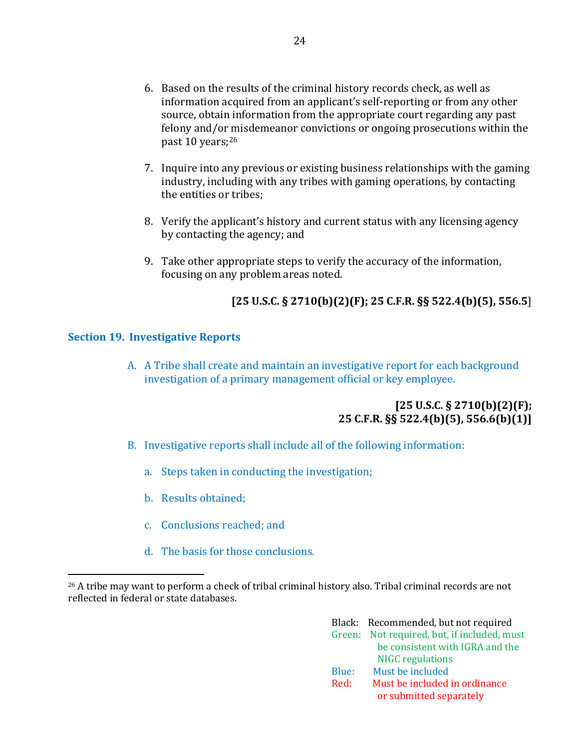6. Based on the results of the criminal history records check, as well as information acquired from an applicant's self-reporting or from any other source, obtain information from the appropriate court regarding any past felony and/or misdemeanor convictions or ongoing prosecutions within the past 10 years;[26]

7. Inquire into any previous or existing business relationships with the gaming industry, including with any tribes with gaming operations, by contacting the entities or tribes;

8. Verify the applicant's history and current status with any licensing agency by contacting the agency; and

9. Take other appropriate steps to verify the accuracy of the information, focusing on any problem areas noted.

**[25 U.S.C. § 2710(b)(2)(F); 25 C.F.R. §§ 522.4(b)(5), 556.5]**

### Section 19. Investigative Reports

A. A Tribe shall create and maintain an investigative report for each background investigation of a primary management official or key employee.

**[25 U.S.C. § 2710(b)(2)(F); 25 C.F.R. §§ 522.4(b)(5), 556.6(b)(1)]**

B. Investigative reports shall include all of the following information:

   a. Steps taken in conducting the investigation;

   b. Results obtained;

   c. Conclusions reached; and

   d. The basis for those conclusions.

---

[26] A tribe may want to perform a check of tribal criminal history also. Tribal criminal records are not reflected in federal or state databases.

Black: Recommended, but not required
Green: Not required, but, if included, must be consistent with IGRA and the NIGC regulations
Blue: Must be included
Red: Must be included in ordinance or submitted separately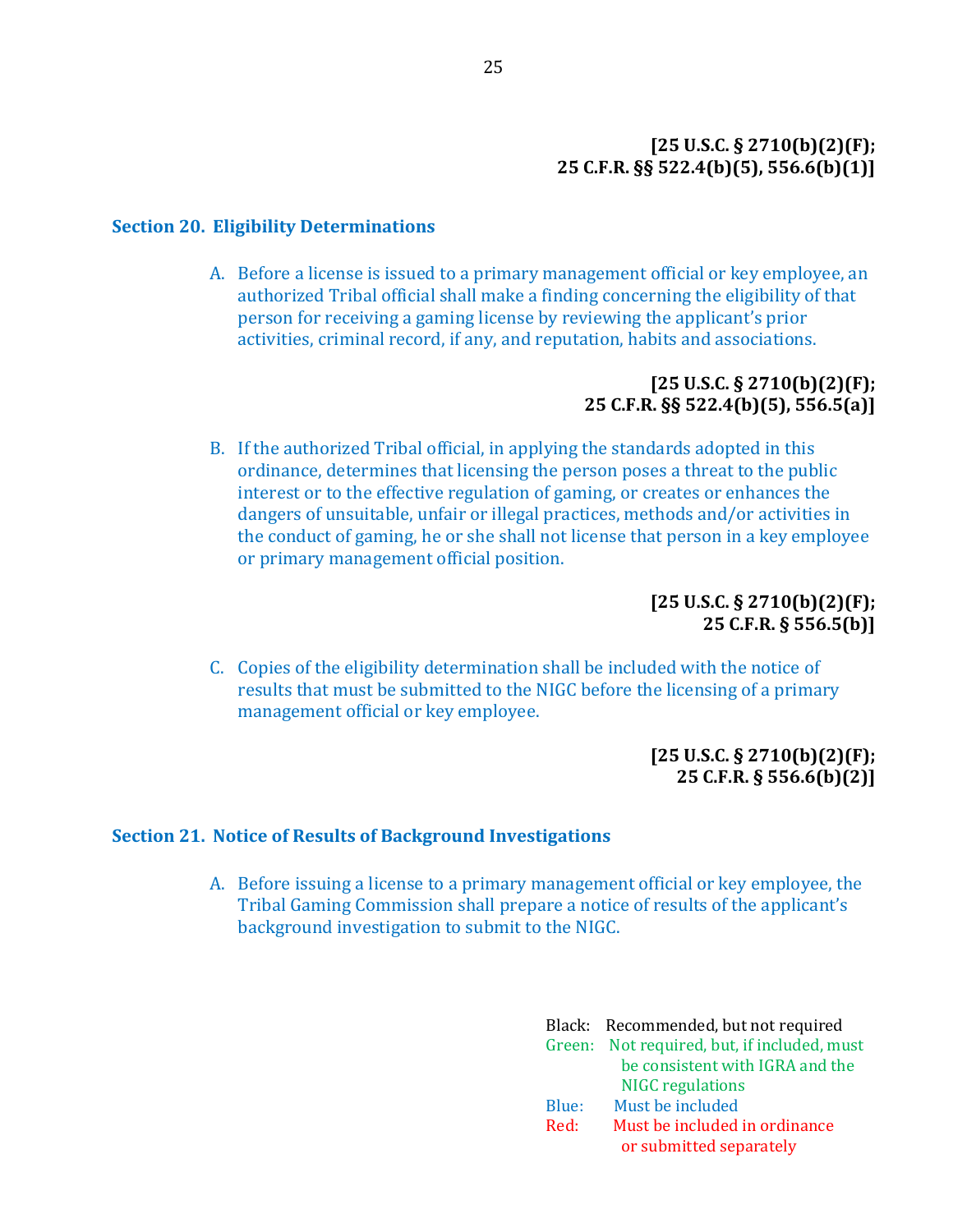**[25 U.S.C. § 2710(b)(2)(F);
25 C.F.R. §§ 522.4(b)(5), 556.6(b)(1)]**

## Section 20. Eligibility Determinations

A. Before a license is issued to a primary management official or key employee, an authorized Tribal official shall make a finding concerning the eligibility of that person for receiving a gaming license by reviewing the applicant's prior activities, criminal record, if any, and reputation, habits and associations.

**[25 U.S.C. § 2710(b)(2)(F);
25 C.F.R. §§ 522.4(b)(5), 556.5(a)]**

B. If the authorized Tribal official, in applying the standards adopted in this ordinance, determines that licensing the person poses a threat to the public interest or to the effective regulation of gaming, or creates or enhances the dangers of unsuitable, unfair or illegal practices, methods and/or activities in the conduct of gaming, he or she shall not license that person in a key employee or primary management official position.

**[25 U.S.C. § 2710(b)(2)(F);
25 C.F.R. § 556.5(b)]**

C. Copies of the eligibility determination shall be included with the notice of results that must be submitted to the NIGC before the licensing of a primary management official or key employee.

**[25 U.S.C. § 2710(b)(2)(F);
25 C.F.R. § 556.6(b)(2)]**

## Section 21. Notice of Results of Background Investigations

A. Before issuing a license to a primary management official or key employee, the Tribal Gaming Commission shall prepare a notice of results of the applicant's background investigation to submit to the NIGC.

Black: Recommended, but not required
Green: Not required, but, if included, must be consistent with IGRA and the NIGC regulations
Blue: Must be included
Red: Must be included in ordinance or submitted separately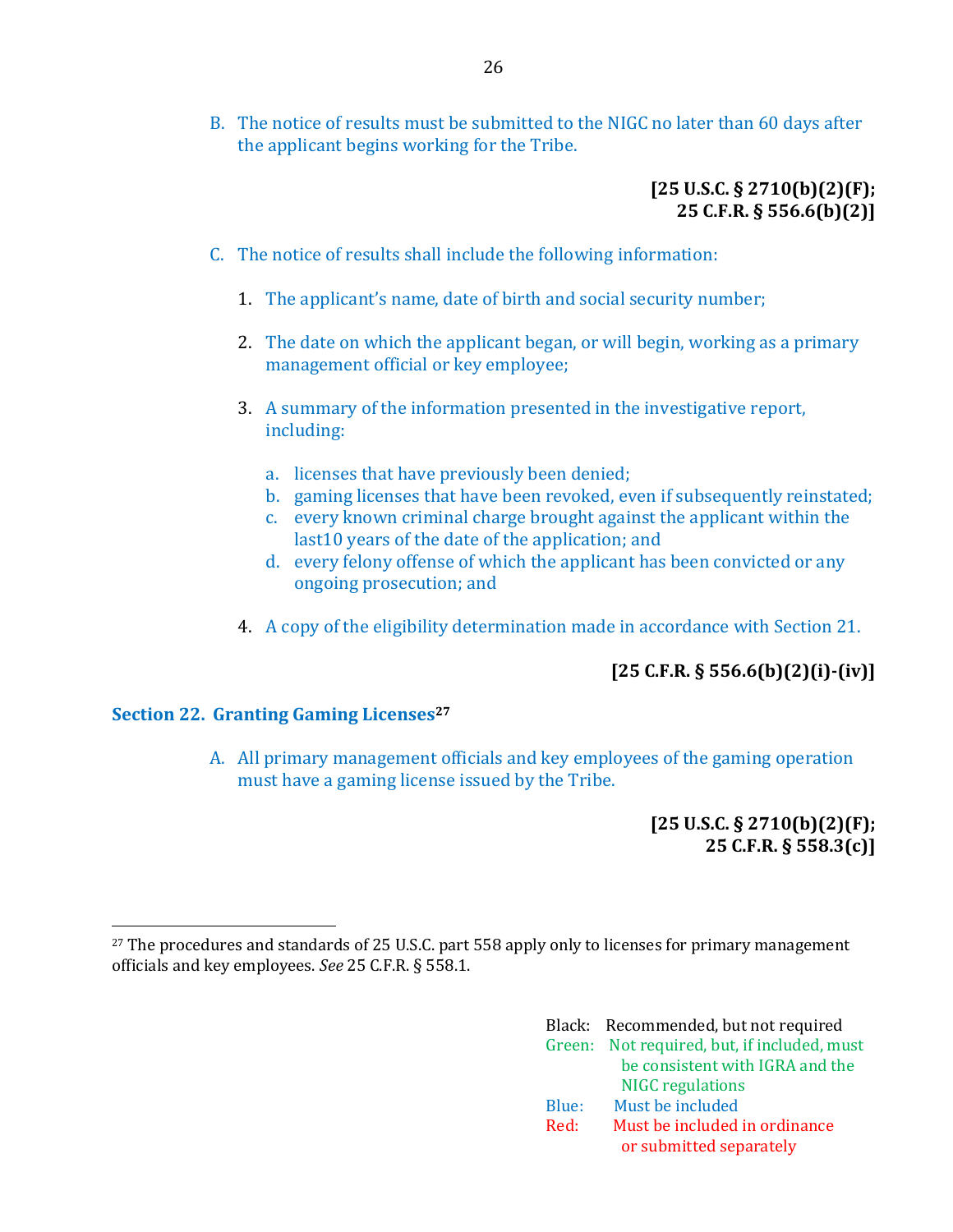B. The notice of results must be submitted to the NIGC no later than 60 days after the applicant begins working for the Tribe.

**[25 U.S.C. § 2710(b)(2)(F);**
**25 C.F.R. § 556.6(b)(2)]**

C. The notice of results shall include the following information:

1. The applicant's name, date of birth and social security number;

2. The date on which the applicant began, or will begin, working as a primary management official or key employee;

3. A summary of the information presented in the investigative report, including:

   a. licenses that have previously been denied;
   b. gaming licenses that have been revoked, even if subsequently reinstated;
   c. every known criminal charge brought against the applicant within the last10 years of the date of the application; and
   d. every felony offense of which the applicant has been convicted or any ongoing prosecution; and

4. A copy of the eligibility determination made in accordance with Section 21.

**[25 C.F.R. § 556.6(b)(2)(i)-(iv)]**

## Section 22. Granting Gaming Licenses[27]

A. All primary management officials and key employees of the gaming operation must have a gaming license issued by the Tribe.

**[25 U.S.C. § 2710(b)(2)(F);**
**25 C.F.R. § 558.3(c)]**

---

[27] The procedures and standards of 25 U.S.C. part 558 apply only to licenses for primary management officials and key employees. *See* 25 C.F.R. § 558.1.

Black: Recommended, but not required
Green: Not required, but, if included, must be consistent with IGRA and the NIGC regulations
Blue: Must be included
Red: Must be included in ordinance or submitted separately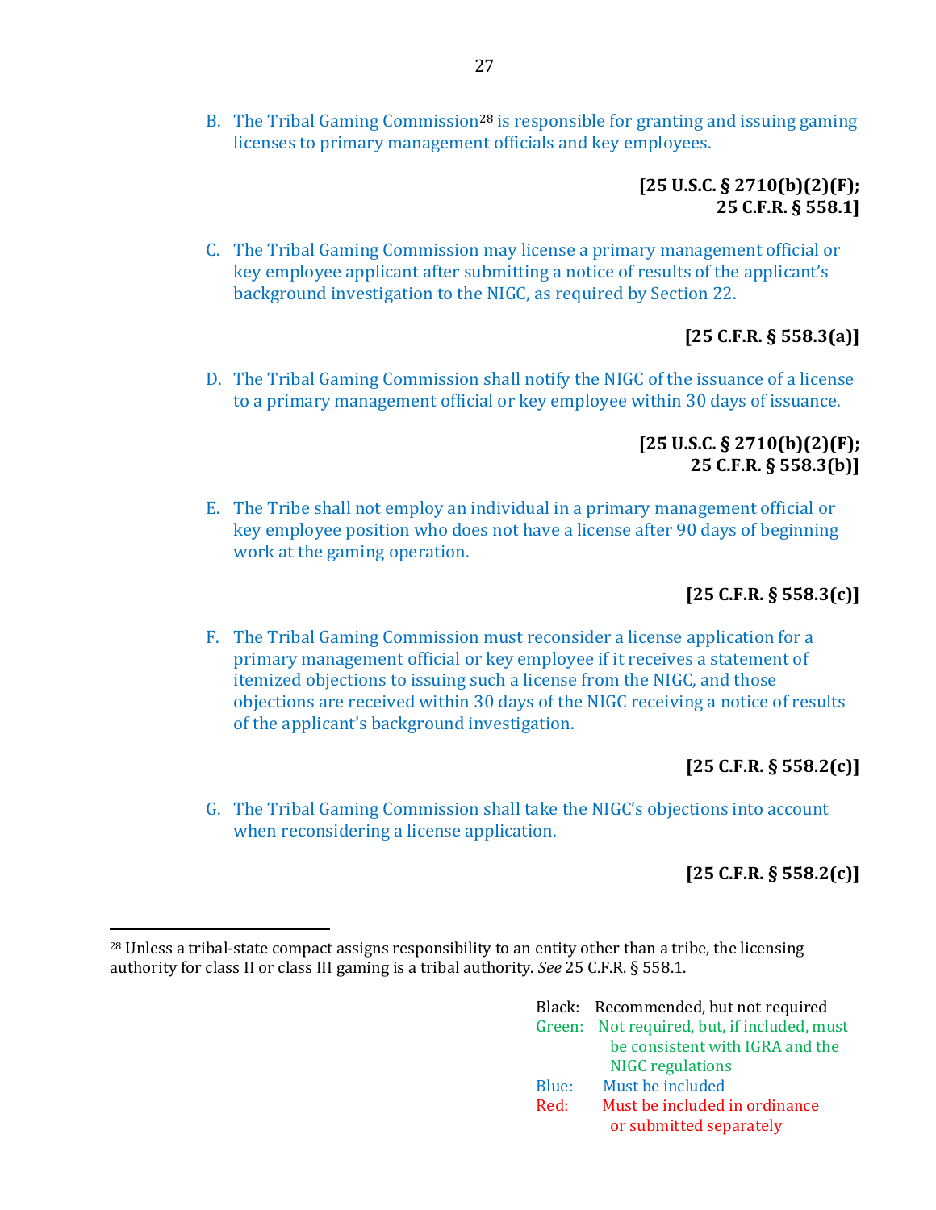B. The Tribal Gaming Commission[28] is responsible for granting and issuing gaming licenses to primary management officials and key employees.

**[25 U.S.C. § 2710(b)(2)(F); 25 C.F.R. § 558.1]**

C. The Tribal Gaming Commission may license a primary management official or key employee applicant after submitting a notice of results of the applicant's background investigation to the NIGC, as required by Section 22.

**[25 C.F.R. § 558.3(a)]**

D. The Tribal Gaming Commission shall notify the NIGC of the issuance of a license to a primary management official or key employee within 30 days of issuance.

**[25 U.S.C. § 2710(b)(2)(F); 25 C.F.R. § 558.3(b)]**

E. The Tribe shall not employ an individual in a primary management official or key employee position who does not have a license after 90 days of beginning work at the gaming operation.

**[25 C.F.R. § 558.3(c)]**

F. The Tribal Gaming Commission must reconsider a license application for a primary management official or key employee if it receives a statement of itemized objections to issuing such a license from the NIGC, and those objections are received within 30 days of the NIGC receiving a notice of results of the applicant's background investigation.

**[25 C.F.R. § 558.2(c)]**

G. The Tribal Gaming Commission shall take the NIGC's objections into account when reconsidering a license application.

**[25 C.F.R. § 558.2(c)]**

---

[28] Unless a tribal-state compact assigns responsibility to an entity other than a tribe, the licensing authority for class II or class III gaming is a tribal authority. *See* 25 C.F.R. § 558.1.

Black: Recommended, but not required
Green: Not required, but, if included, must be consistent with IGRA and the NIGC regulations
Blue: Must be included
Red: Must be included in ordinance or submitted separately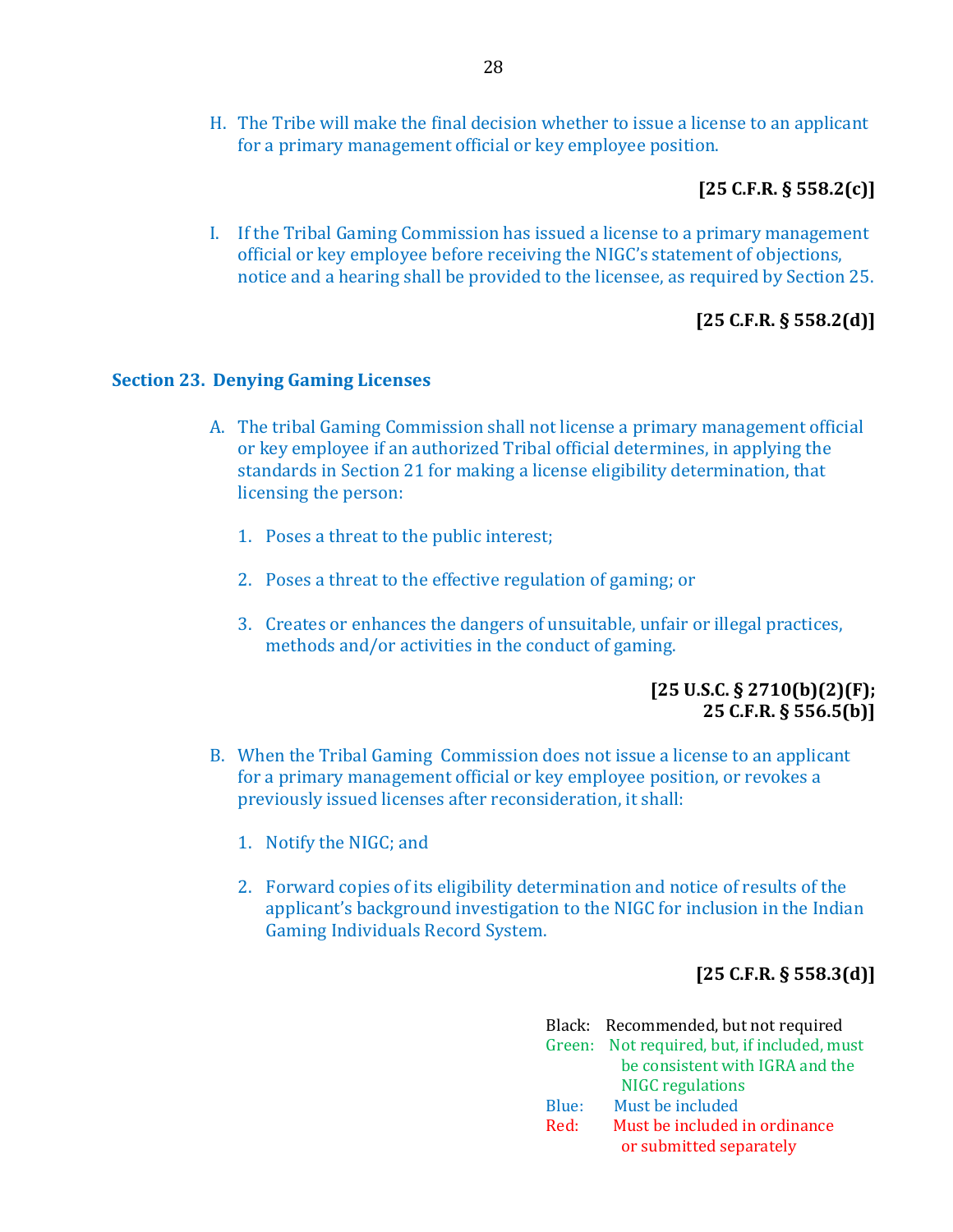H. The Tribe will make the final decision whether to issue a license to an applicant for a primary management official or key employee position.

**[25 C.F.R. § 558.2(c)]**

I. If the Tribal Gaming Commission has issued a license to a primary management official or key employee before receiving the NIGC's statement of objections, notice and a hearing shall be provided to the licensee, as required by Section 25.

**[25 C.F.R. § 558.2(d)]**

## Section 23. Denying Gaming Licenses

A. The tribal Gaming Commission shall not license a primary management official or key employee if an authorized Tribal official determines, in applying the standards in Section 21 for making a license eligibility determination, that licensing the person:

1. Poses a threat to the public interest;

2. Poses a threat to the effective regulation of gaming; or

3. Creates or enhances the dangers of unsuitable, unfair or illegal practices, methods and/or activities in the conduct of gaming.

**[25 U.S.C. § 2710(b)(2)(F); 25 C.F.R. § 556.5(b)]**

B. When the Tribal Gaming Commission does not issue a license to an applicant for a primary management official or key employee position, or revokes a previously issued licenses after reconsideration, it shall:

1. Notify the NIGC; and

2. Forward copies of its eligibility determination and notice of results of the applicant's background investigation to the NIGC for inclusion in the Indian Gaming Individuals Record System.

**[25 C.F.R. § 558.3(d)]**

Black: Recommended, but not required
Green: Not required, but, if included, must be consistent with IGRA and the NIGC regulations
Blue: Must be included
Red: Must be included in ordinance or submitted separately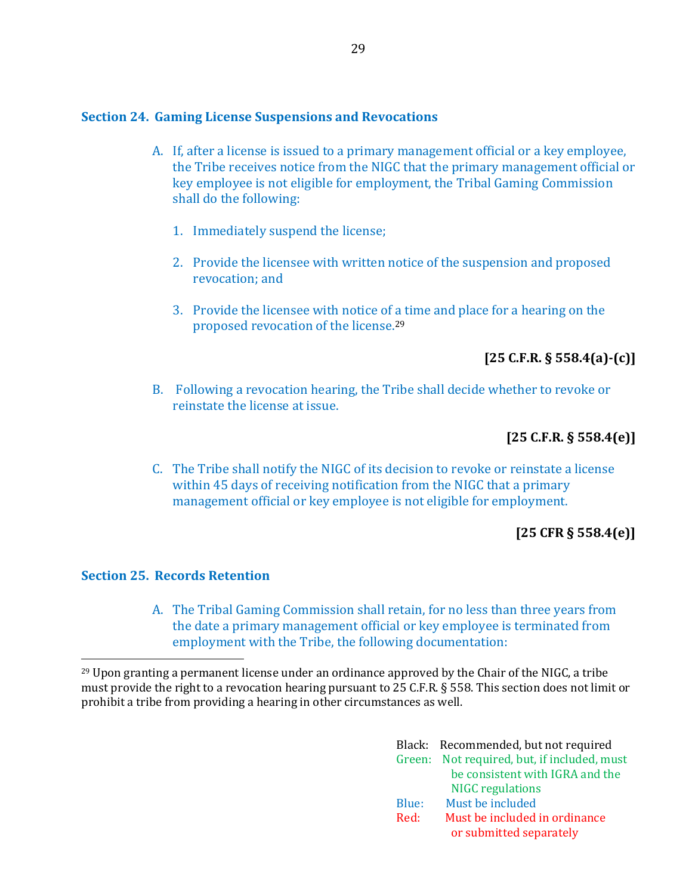### Section 24. Gaming License Suspensions and Revocations

A. If, after a license is issued to a primary management official or a key employee, the Tribe receives notice from the NIGC that the primary management official or key employee is not eligible for employment, the Tribal Gaming Commission shall do the following:

   1. Immediately suspend the license;

   2. Provide the licensee with written notice of the suspension and proposed revocation; and

   3. Provide the licensee with notice of a time and place for a hearing on the proposed revocation of the license.[29]

**[25 C.F.R. § 558.4(a)-(c)]**

B. Following a revocation hearing, the Tribe shall decide whether to revoke or reinstate the license at issue.

**[25 C.F.R. § 558.4(e)]**

C. The Tribe shall notify the NIGC of its decision to revoke or reinstate a license within 45 days of receiving notification from the NIGC that a primary management official or key employee is not eligible for employment.

**[25 CFR § 558.4(e)]**

### Section 25. Records Retention

A. The Tribal Gaming Commission shall retain, for no less than three years from the date a primary management official or key employee is terminated from employment with the Tribe, the following documentation:

---

[29] Upon granting a permanent license under an ordinance approved by the Chair of the NIGC, a tribe must provide the right to a revocation hearing pursuant to 25 C.F.R. § 558. This section does not limit or prohibit a tribe from providing a hearing in other circumstances as well.

Black: Recommended, but not required
Green: Not required, but, if included, must be consistent with IGRA and the NIGC regulations
Blue: Must be included
Red: Must be included in ordinance or submitted separately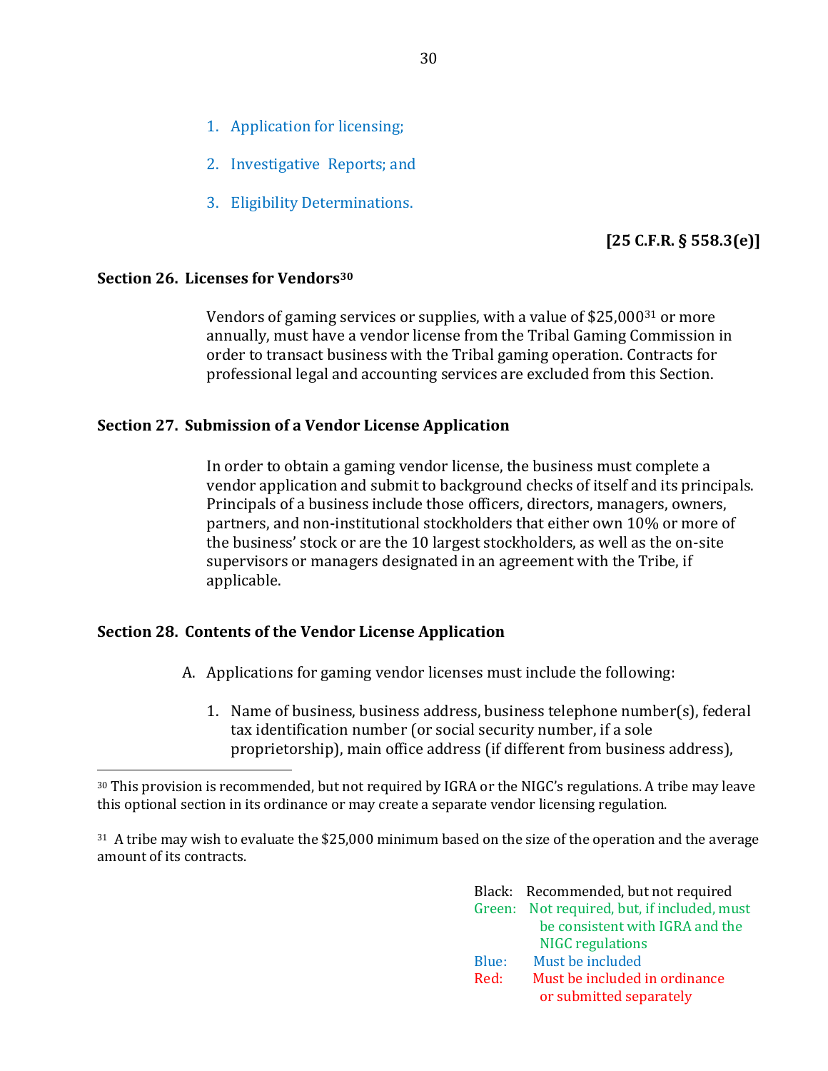1. Application for licensing;

2. Investigative Reports; and

3. Eligibility Determinations.

**[25 C.F.R. § 558.3(e)]**

**Section 26. Licenses for Vendors[30]**

Vendors of gaming services or supplies, with a value of $25,000[31] or more annually, must have a vendor license from the Tribal Gaming Commission in order to transact business with the Tribal gaming operation. Contracts for professional legal and accounting services are excluded from this Section.

**Section 27. Submission of a Vendor License Application**

In order to obtain a gaming vendor license, the business must complete a vendor application and submit to background checks of itself and its principals. Principals of a business include those officers, directors, managers, owners, partners, and non-institutional stockholders that either own 10% or more of the business' stock or are the 10 largest stockholders, as well as the on-site supervisors or managers designated in an agreement with the Tribe, if applicable.

**Section 28. Contents of the Vendor License Application**

A. Applications for gaming vendor licenses must include the following:

1. Name of business, business address, business telephone number(s), federal tax identification number (or social security number, if a sole proprietorship), main office address (if different from business address),

---

[30] This provision is recommended, but not required by IGRA or the NIGC's regulations. A tribe may leave this optional section in its ordinance or may create a separate vendor licensing regulation.

[31] A tribe may wish to evaluate the $25,000 minimum based on the size of the operation and the average amount of its contracts.

Black: Recommended, but not required
Green: Not required, but, if included, must be consistent with IGRA and the NIGC regulations
Blue: Must be included
Red: Must be included in ordinance or submitted separately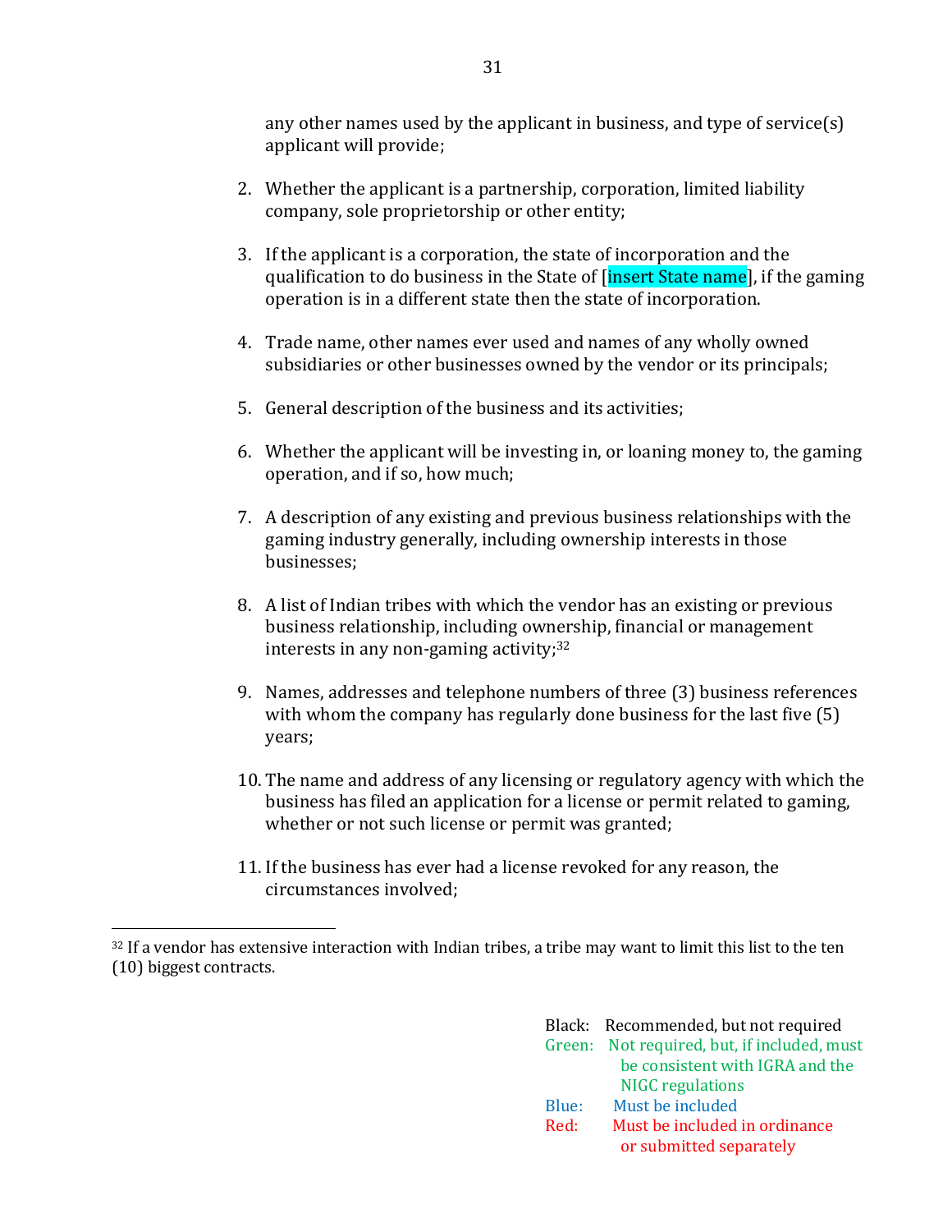any other names used by the applicant in business, and type of service(s) applicant will provide;

2. Whether the applicant is a partnership, corporation, limited liability company, sole proprietorship or other entity;

3. If the applicant is a corporation, the state of incorporation and the qualification to do business in the State of [insert State name], if the gaming operation is in a different state then the state of incorporation.

4. Trade name, other names ever used and names of any wholly owned subsidiaries or other businesses owned by the vendor or its principals;

5. General description of the business and its activities;

6. Whether the applicant will be investing in, or loaning money to, the gaming operation, and if so, how much;

7. A description of any existing and previous business relationships with the gaming industry generally, including ownership interests in those businesses;

8. A list of Indian tribes with which the vendor has an existing or previous business relationship, including ownership, financial or management interests in any non-gaming activity;[32]

9. Names, addresses and telephone numbers of three (3) business references with whom the company has regularly done business for the last five (5) years;

10. The name and address of any licensing or regulatory agency with which the business has filed an application for a license or permit related to gaming, whether or not such license or permit was granted;

11. If the business has ever had a license revoked for any reason, the circumstances involved;

[32] If a vendor has extensive interaction with Indian tribes, a tribe may want to limit this list to the ten (10) biggest contracts.

Black: Recommended, but not required
Green: Not required, but, if included, must be consistent with IGRA and the NIGC regulations
Blue: Must be included
Red: Must be included in ordinance or submitted separately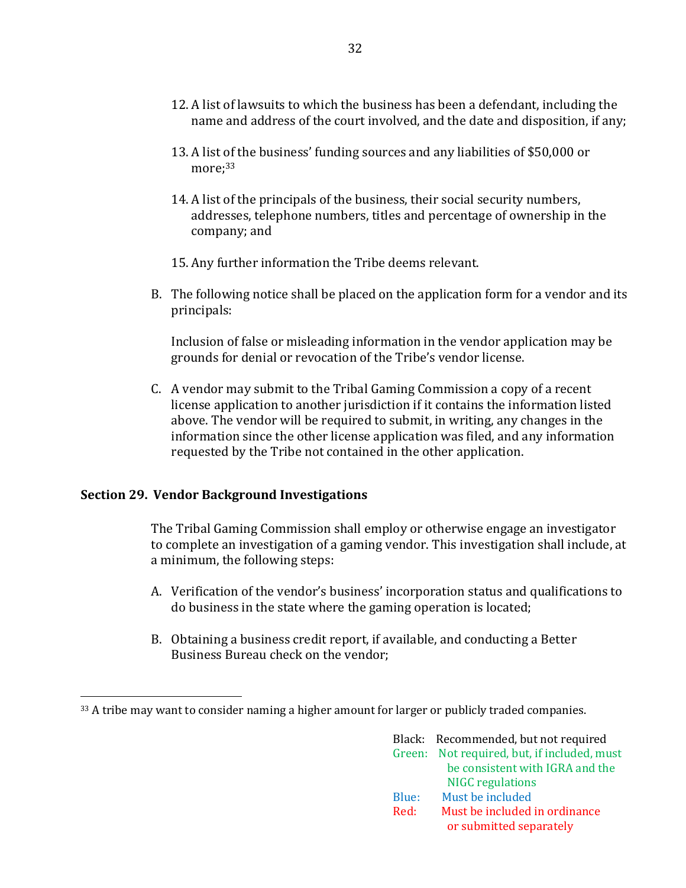12. A list of lawsuits to which the business has been a defendant, including the name and address of the court involved, and the date and disposition, if any;

13. A list of the business' funding sources and any liabilities of $50,000 or more;[33]

14. A list of the principals of the business, their social security numbers, addresses, telephone numbers, titles and percentage of ownership in the company; and

15. Any further information the Tribe deems relevant.

B. The following notice shall be placed on the application form for a vendor and its principals:

   Inclusion of false or misleading information in the vendor application may be grounds for denial or revocation of the Tribe's vendor license.

C. A vendor may submit to the Tribal Gaming Commission a copy of a recent license application to another jurisdiction if it contains the information listed above. The vendor will be required to submit, in writing, any changes in the information since the other license application was filed, and any information requested by the Tribe not contained in the other application.

**Section 29. Vendor Background Investigations**

The Tribal Gaming Commission shall employ or otherwise engage an investigator to complete an investigation of a gaming vendor. This investigation shall include, at a minimum, the following steps:

A. Verification of the vendor's business' incorporation status and qualifications to do business in the state where the gaming operation is located;

B. Obtaining a business credit report, if available, and conducting a Better Business Bureau check on the vendor;

[33] A tribe may want to consider naming a higher amount for larger or publicly traded companies.

Black: Recommended, but not required
Green: Not required, but, if included, must be consistent with IGRA and the NIGC regulations
Blue: Must be included
Red: Must be included in ordinance or submitted separately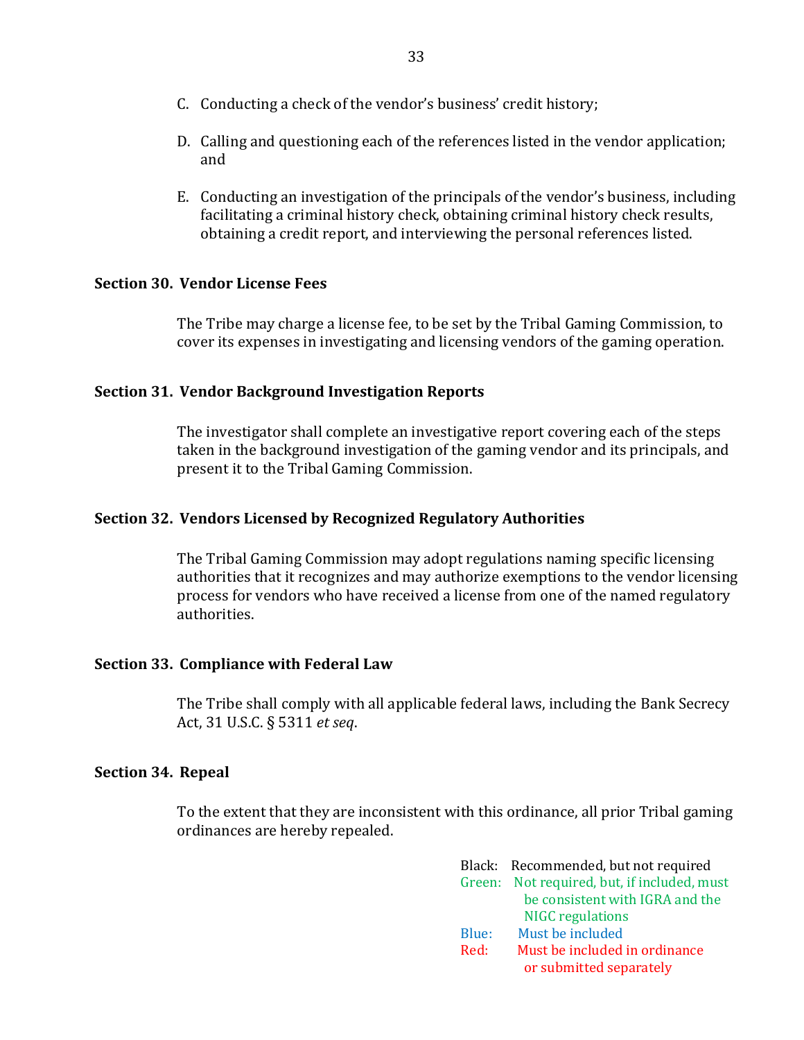C. Conducting a check of the vendor's business' credit history;

D. Calling and questioning each of the references listed in the vendor application; and

E. Conducting an investigation of the principals of the vendor's business, including facilitating a criminal history check, obtaining criminal history check results, obtaining a credit report, and interviewing the personal references listed.

**Section 30. Vendor License Fees**

The Tribe may charge a license fee, to be set by the Tribal Gaming Commission, to cover its expenses in investigating and licensing vendors of the gaming operation.

**Section 31. Vendor Background Investigation Reports**

The investigator shall complete an investigative report covering each of the steps taken in the background investigation of the gaming vendor and its principals, and present it to the Tribal Gaming Commission.

**Section 32. Vendors Licensed by Recognized Regulatory Authorities**

The Tribal Gaming Commission may adopt regulations naming specific licensing authorities that it recognizes and may authorize exemptions to the vendor licensing process for vendors who have received a license from one of the named regulatory authorities.

**Section 33. Compliance with Federal Law**

The Tribe shall comply with all applicable federal laws, including the Bank Secrecy Act, 31 U.S.C. § 5311 *et seq*.

**Section 34. Repeal**

To the extent that they are inconsistent with this ordinance, all prior Tribal gaming ordinances are hereby repealed.

Black: Recommended, but not required
Green: Not required, but, if included, must be consistent with IGRA and the NIGC regulations
Blue: Must be included
Red: Must be included in ordinance or submitted separately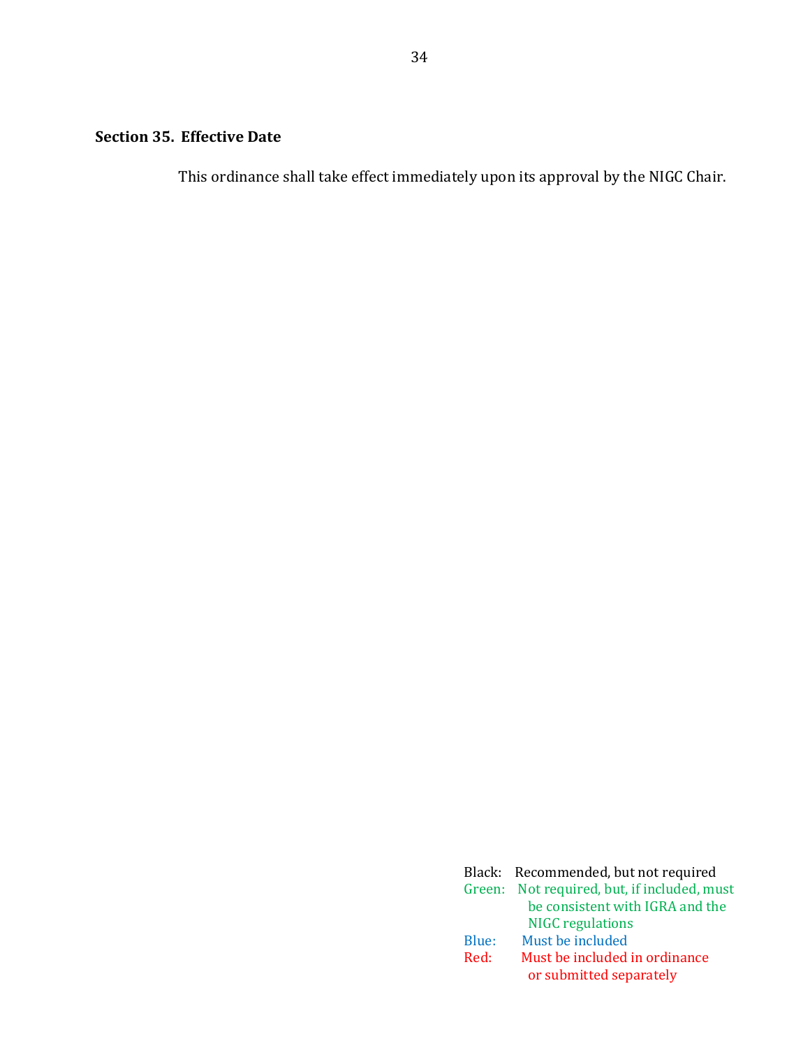**Section 35. Effective Date**

This ordinance shall take effect immediately upon its approval by the NIGC Chair.

Black: Recommended, but not required
Green: Not required, but, if included, must be consistent with IGRA and the NIGC regulations
Blue: Must be included
Red: Must be included in ordinance or submitted separately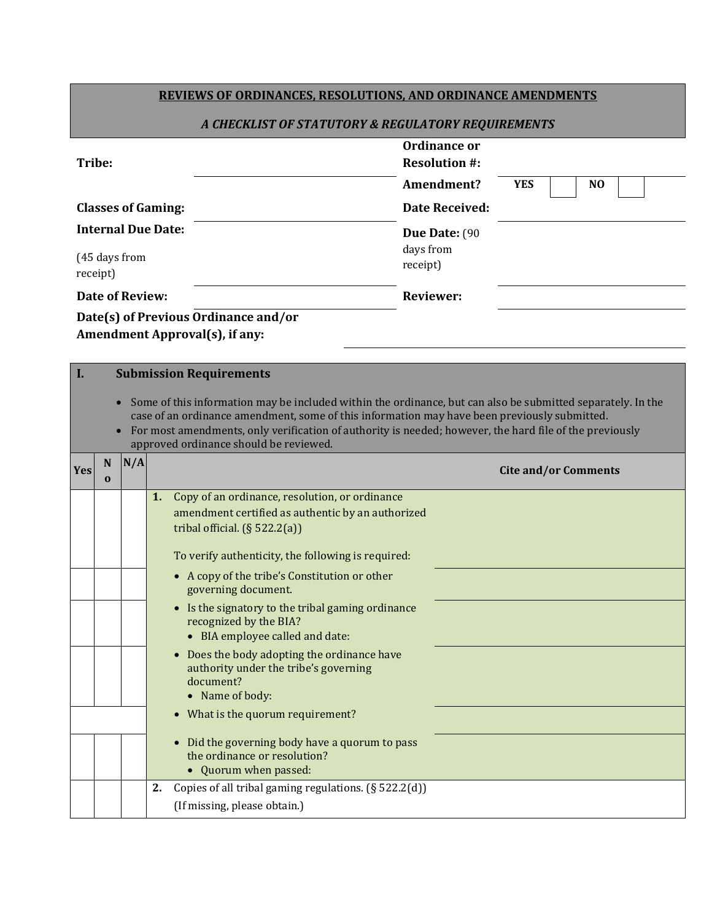## REVIEWS OF ORDINANCES, RESOLUTIONS, AND ORDINANCE AMENDMENTS

### *A CHECKLIST OF STATUTORY & REGULATORY REQUIREMENTS*

| | | | |
|---|---|---|---|
| **Tribe:** | | **Ordinance or Resolution #:** | |
| | | **Amendment?** | **YES** ☐ **NO** ☐ |
| **Classes of Gaming:** | | **Date Received:** | |
| **Internal Due Date:** (45 days from receipt) | | **Due Date:** (90 days from receipt) | |
| **Date of Review:** | | **Reviewer:** | |
| **Date(s) of Previous Ordinance and/or Amendment Approval(s), if any:** | | | |

## I. Submission Requirements

- Some of this information may be included within the ordinance, but can also be submitted separately. In the case of an ordinance amendment, some of this information may have been previously submitted.
- For most amendments, only verification of authority is needed; however, the hard file of the previously approved ordinance should be reviewed.

| Yes | No | N/A | | Cite and/or Comments |
|---|---|---|---|---|
| | | | **1.** Copy of an ordinance, resolution, or ordinance amendment certified as authentic by an authorized tribal official. (§ 522.2(a))<br><br>To verify authenticity, the following is required: | |
| | | | • A copy of the tribe's Constitution or other governing document. | |
| | | | • Is the signatory to the tribal gaming ordinance recognized by the BIA?<br>• BIA employee called and date: | |
| | | | • Does the body adopting the ordinance have authority under the tribe's governing document?<br>• Name of body: | |
| | | | • What is the quorum requirement? | |
| | | | • Did the governing body have a quorum to pass the ordinance or resolution?<br>• Quorum when passed: | |
| | | | **2.** Copies of all tribal gaming regulations. (§ 522.2(d))<br>(If missing, please obtain.) | |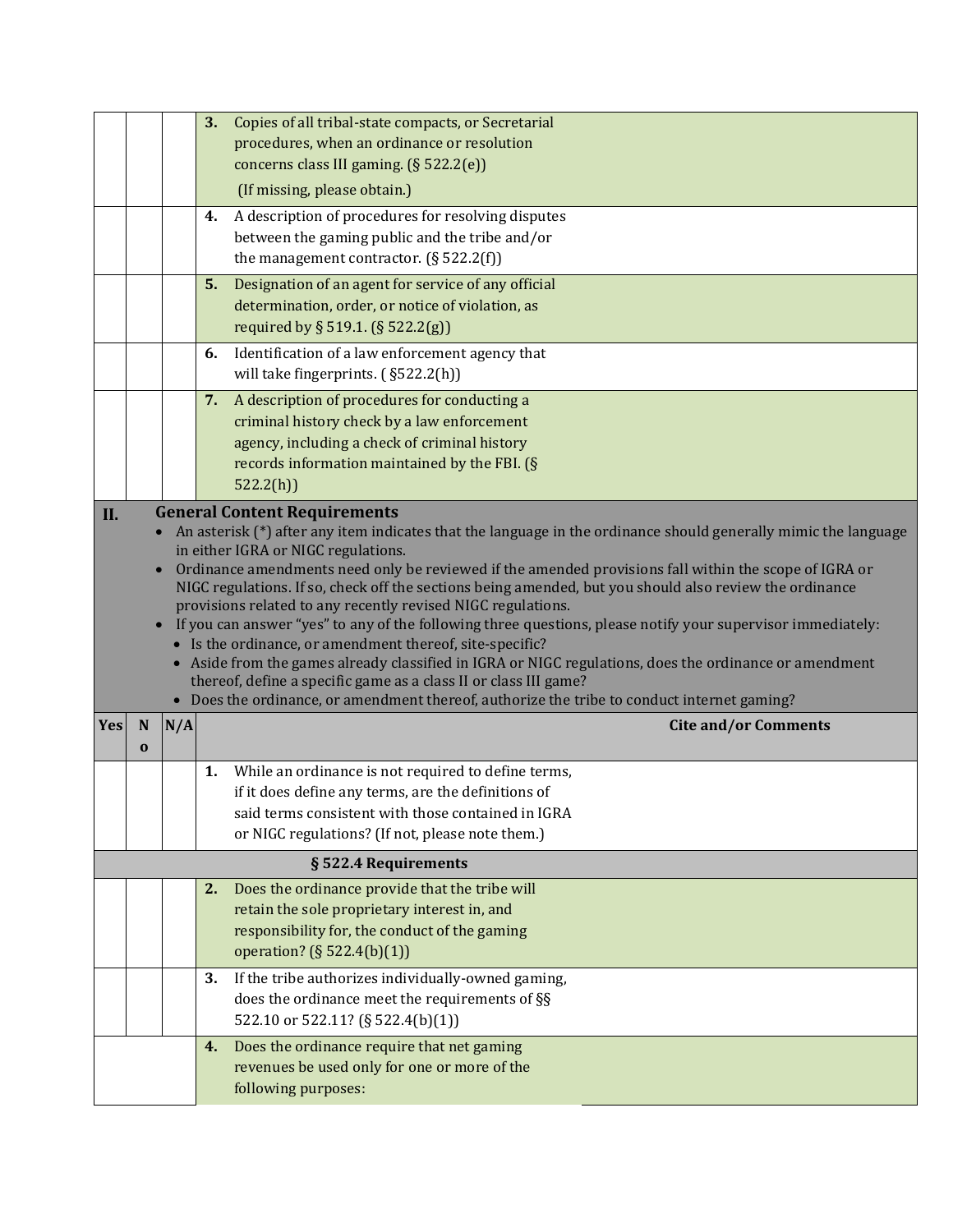| | | | | |
|---|---|---|---|---|
| | | | **3.** Copies of all tribal-state compacts, or Secretarial procedures, when an ordinance or resolution concerns class III gaming. (§ 522.2(e)) (If missing, please obtain.) | |
| | | | **4.** A description of procedures for resolving disputes between the gaming public and the tribe and/or the management contractor. (§ 522.2(f)) | |
| | | | **5.** Designation of an agent for service of any official determination, order, or notice of violation, as required by § 519.1. (§ 522.2(g)) | |
| | | | **6.** Identification of a law enforcement agency that will take fingerprints. ( §522.2(h)) | |
| | | | **7.** A description of procedures for conducting a criminal history check by a law enforcement agency, including a check of criminal history records information maintained by the FBI. (§ 522.2(h)) | |

**II. General Content Requirements**

- An asterisk (*) after any item indicates that the language in the ordinance should generally mimic the language in either IGRA or NIGC regulations.
- Ordinance amendments need only be reviewed if the amended provisions fall within the scope of IGRA or NIGC regulations. If so, check off the sections being amended, but you should also review the ordinance provisions related to any recently revised NIGC regulations.
- If you can answer "yes" to any of the following three questions, please notify your supervisor immediately:
  - Is the ordinance, or amendment thereof, site-specific?
  - Aside from the games already classified in IGRA or NIGC regulations, does the ordinance or amendment thereof, define a specific game as a class II or class III game?
  - Does the ordinance, or amendment thereof, authorize the tribe to conduct internet gaming?

| Yes | No | N/A | | Cite and/or Comments |
|---|---|---|---|---|
| | | | **1.** While an ordinance is not required to define terms, if it does define any terms, are the definitions of said terms consistent with those contained in IGRA or NIGC regulations? (If not, please note them.) | |
| | | | **§ 522.4 Requirements** | |
| | | | **2.** Does the ordinance provide that the tribe will retain the sole proprietary interest in, and responsibility for, the conduct of the gaming operation? (§ 522.4(b)(1)) | |
| | | | **3.** If the tribe authorizes individually-owned gaming, does the ordinance meet the requirements of §§ 522.10 or 522.11? (§ 522.4(b)(1)) | |
| | | | **4.** Does the ordinance require that net gaming revenues be used only for one or more of the following purposes: | |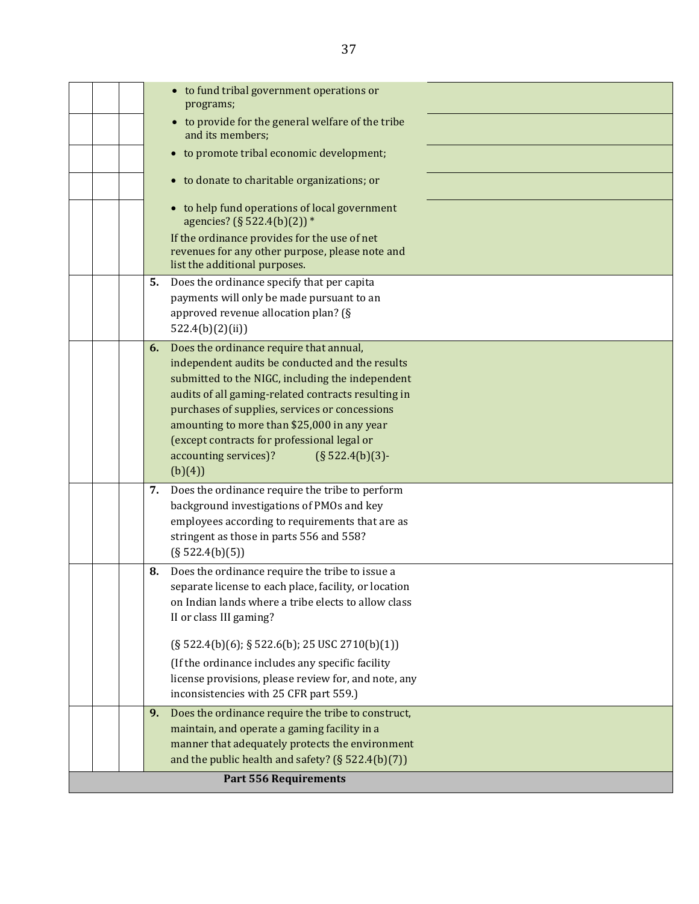| | | | | |
|---|---|---|---|---|
| | | | • to fund tribal government operations or programs; | |
| | | | • to provide for the general welfare of the tribe and its members; | |
| | | | • to promote tribal economic development; | |
| | | | • to donate to charitable organizations; or | |
| | | | • to help fund operations of local government agencies? (§ 522.4(b)(2)) * If the ordinance provides for the use of net revenues for any other purpose, please note and list the additional purposes. | |
| | | | **5.** Does the ordinance specify that per capita payments will only be made pursuant to an approved revenue allocation plan? (§ 522.4(b)(2)(ii)) | |
| | | | **6.** Does the ordinance require that annual, independent audits be conducted and the results submitted to the NIGC, including the independent audits of all gaming-related contracts resulting in purchases of supplies, services or concessions amounting to more than $25,000 in any year (except contracts for professional legal or accounting services)? (§ 522.4(b)(3)-(b)(4)) | |
| | | | **7.** Does the ordinance require the tribe to perform background investigations of PMOs and key employees according to requirements that are as stringent as those in parts 556 and 558? (§ 522.4(b)(5)) | |
| | | | **8.** Does the ordinance require the tribe to issue a separate license to each place, facility, or location on Indian lands where a tribe elects to allow class II or class III gaming? (§ 522.4(b)(6); § 522.6(b); 25 USC 2710(b)(1)) (If the ordinance includes any specific facility license provisions, please review for, and note, any inconsistencies with 25 CFR part 559.) | |
| | | | **9.** Does the ordinance require the tribe to construct, maintain, and operate a gaming facility in a manner that adequately protects the environment and the public health and safety? (§ 522.4(b)(7)) | |
| **Part 556 Requirements** | | | | |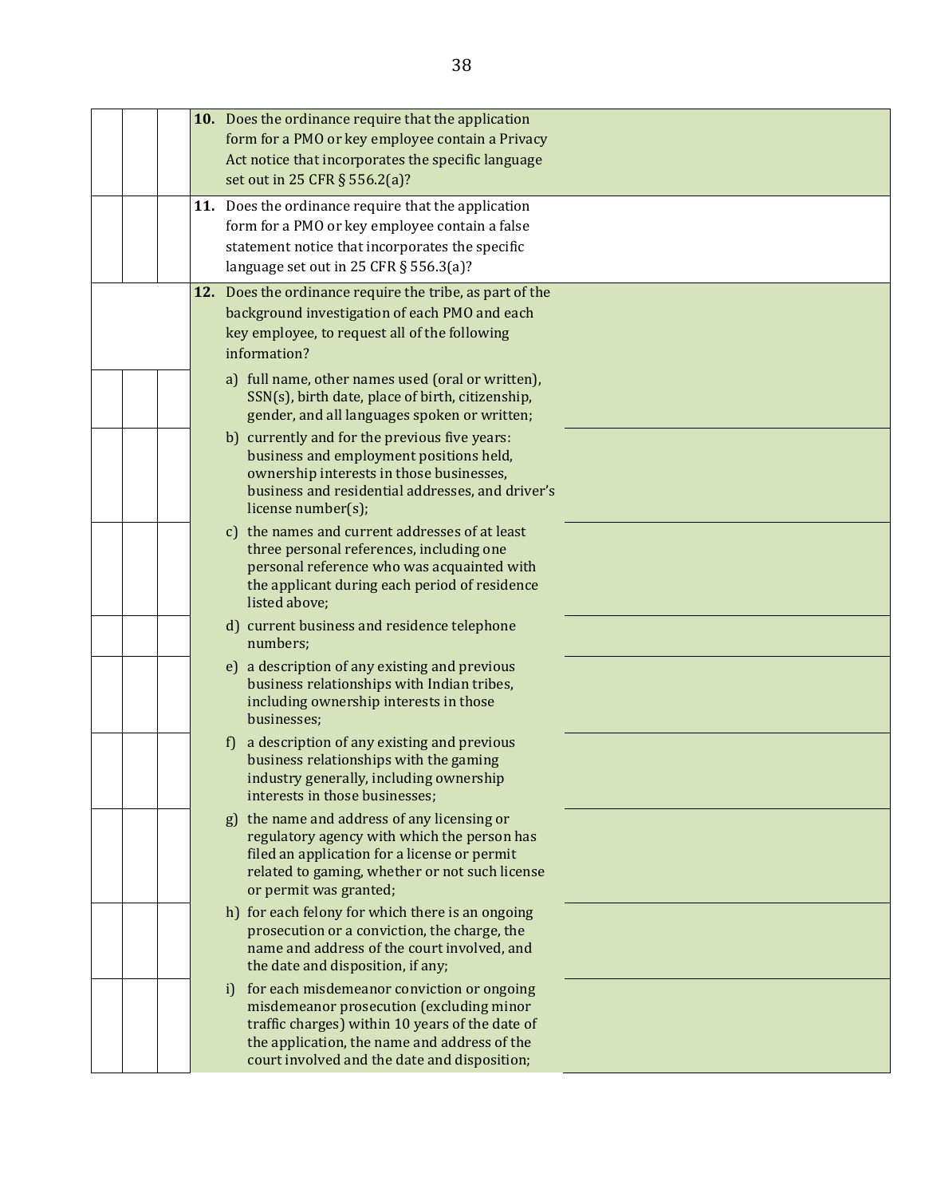| | | | Question | Comments |
|---|---|---|---|---|
| | | | **10.** Does the ordinance require that the application form for a PMO or key employee contain a Privacy Act notice that incorporates the specific language set out in 25 CFR § 556.2(a)? | |
| | | | **11.** Does the ordinance require that the application form for a PMO or key employee contain a false statement notice that incorporates the specific language set out in 25 CFR § 556.3(a)? | |
| | | | **12.** Does the ordinance require the tribe, as part of the background investigation of each PMO and each key employee, to request all of the following information? | |
| | | | a) full name, other names used (oral or written), SSN(s), birth date, place of birth, citizenship, gender, and all languages spoken or written; | |
| | | | b) currently and for the previous five years: business and employment positions held, ownership interests in those businesses, business and residential addresses, and driver's license number(s); | |
| | | | c) the names and current addresses of at least three personal references, including one personal reference who was acquainted with the applicant during each period of residence listed above; | |
| | | | d) current business and residence telephone numbers; | |
| | | | e) a description of any existing and previous business relationships with Indian tribes, including ownership interests in those businesses; | |
| | | | f) a description of any existing and previous business relationships with the gaming industry generally, including ownership interests in those businesses; | |
| | | | g) the name and address of any licensing or regulatory agency with which the person has filed an application for a license or permit related to gaming, whether or not such license or permit was granted; | |
| | | | h) for each felony for which there is an ongoing prosecution or a conviction, the charge, the name and address of the court involved, and the date and disposition, if any; | |
| | | | i) for each misdemeanor conviction or ongoing misdemeanor prosecution (excluding minor traffic charges) within 10 years of the date of the application, the name and address of the court involved and the date and disposition; | |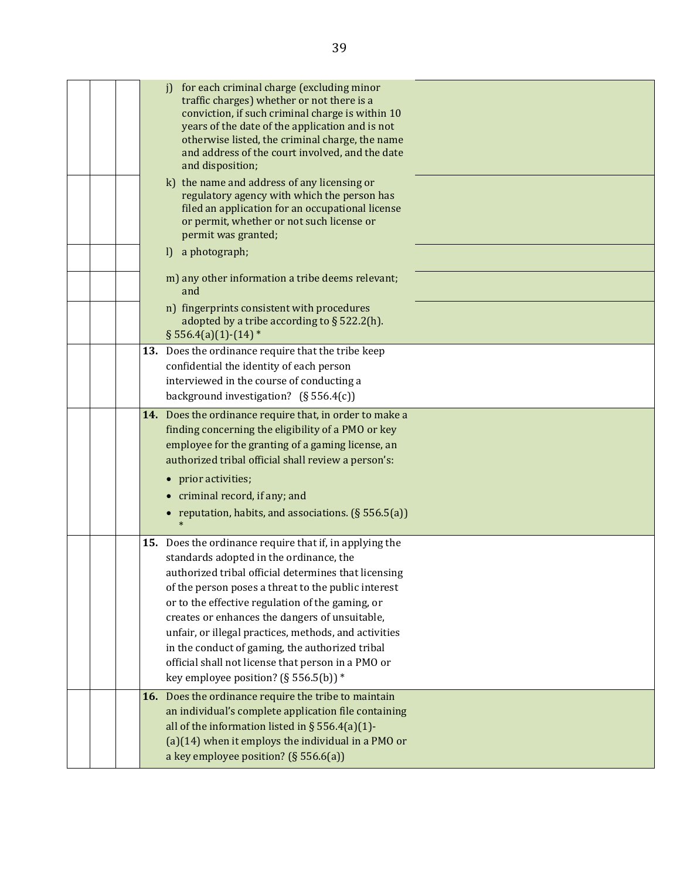| | | | | |
|---|---|---|---|---|
| | | | j) for each criminal charge (excluding minor traffic charges) whether or not there is a conviction, if such criminal charge is within 10 years of the date of the application and is not otherwise listed, the criminal charge, the name and address of the court involved, and the date and disposition; | |
| | | | k) the name and address of any licensing or regulatory agency with which the person has filed an application for an occupational license or permit, whether or not such license or permit was granted; | |
| | | | l) a photograph; | |
| | | | m) any other information a tribe deems relevant; and | |
| | | | n) fingerprints consistent with procedures adopted by a tribe according to § 522.2(h). § 556.4(a)(1)-(14) * | |
| | | | **13.** Does the ordinance require that the tribe keep confidential the identity of each person interviewed in the course of conducting a background investigation? (§ 556.4(c)) | |
| | | | **14.** Does the ordinance require that, in order to make a finding concerning the eligibility of a PMO or key employee for the granting of a gaming license, an authorized tribal official shall review a person's:<br>• prior activities;<br>• criminal record, if any; and<br>• reputation, habits, and associations. (§ 556.5(a)) * | |
| | | | **15.** Does the ordinance require that if, in applying the standards adopted in the ordinance, the authorized tribal official determines that licensing of the person poses a threat to the public interest or to the effective regulation of the gaming, or creates or enhances the dangers of unsuitable, unfair, or illegal practices, methods, and activities in the conduct of gaming, the authorized tribal official shall not license that person in a PMO or key employee position? (§ 556.5(b)) * | |
| | | | **16.** Does the ordinance require the tribe to maintain an individual's complete application file containing all of the information listed in § 556.4(a)(1)-(a)(14) when it employs the individual in a PMO or a key employee position? (§ 556.6(a)) | |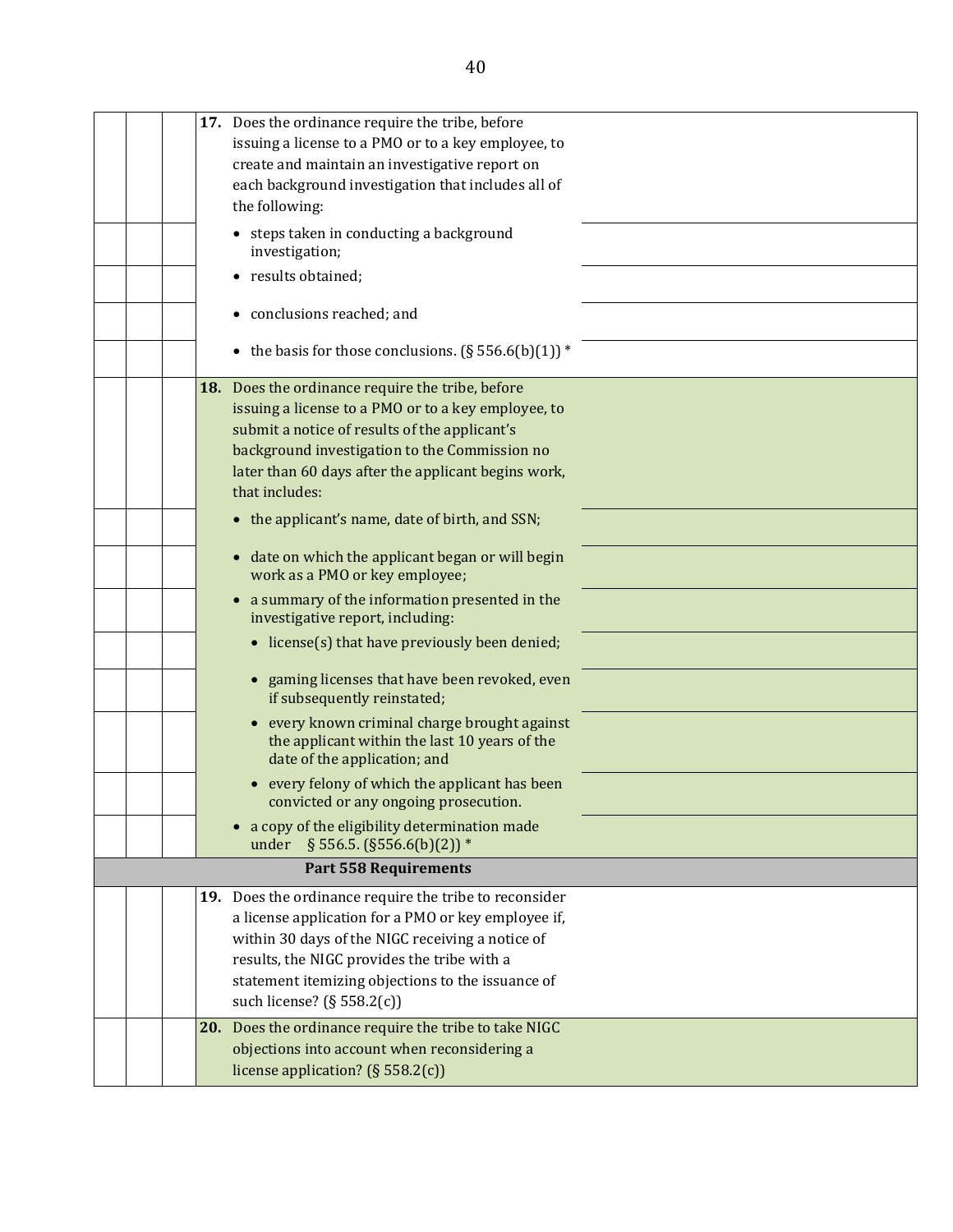| | | | | |
|---|---|---|---|---|
| | | | **17.** Does the ordinance require the tribe, before issuing a license to a PMO or to a key employee, to create and maintain an investigative report on each background investigation that includes all of the following: | |
| | | | • steps taken in conducting a background investigation; | |
| | | | • results obtained; | |
| | | | • conclusions reached; and | |
| | | | • the basis for those conclusions. (§ 556.6(b)(1)) * | |
| | | | **18.** Does the ordinance require the tribe, before issuing a license to a PMO or to a key employee, to submit a notice of results of the applicant's background investigation to the Commission no later than 60 days after the applicant begins work, that includes: | |
| | | | • the applicant's name, date of birth, and SSN; | |
| | | | • date on which the applicant began or will begin work as a PMO or key employee; | |
| | | | • a summary of the information presented in the investigative report, including: | |
| | | | • license(s) that have previously been denied; | |
| | | | • gaming licenses that have been revoked, even if subsequently reinstated; | |
| | | | • every known criminal charge brought against the applicant within the last 10 years of the date of the application; and | |
| | | | • every felony of which the applicant has been convicted or any ongoing prosecution. | |
| | | | • a copy of the eligibility determination made under § 556.5. (§556.6(b)(2)) * | |
| **Part 558 Requirements** | | | | |
| | | | **19.** Does the ordinance require the tribe to reconsider a license application for a PMO or key employee if, within 30 days of the NIGC receiving a notice of results, the NIGC provides the tribe with a statement itemizing objections to the issuance of such license? (§ 558.2(c)) | |
| | | | **20.** Does the ordinance require the tribe to take NIGC objections into account when reconsidering a license application? (§ 558.2(c)) | |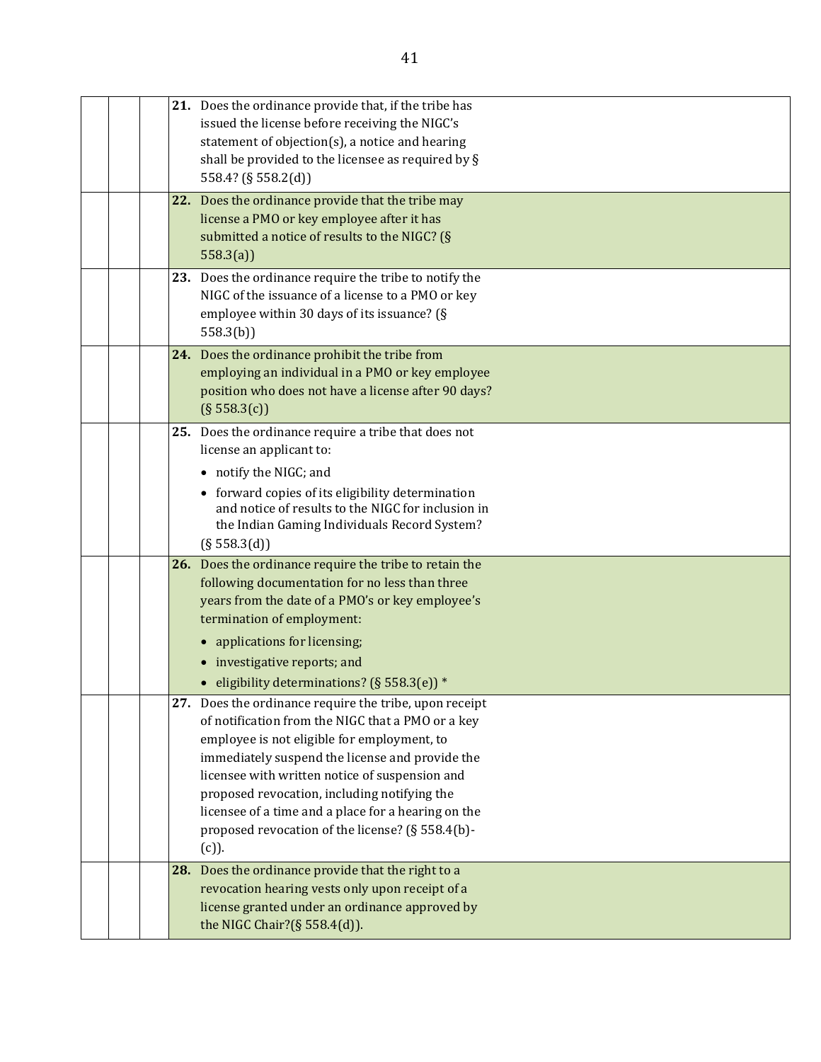| | | | | |
|---|---|---|---|---|
| | | | **21.** Does the ordinance provide that, if the tribe has issued the license before receiving the NIGC's statement of objection(s), a notice and hearing shall be provided to the licensee as required by § 558.4? (§ 558.2(d)) | |
| | | | **22.** Does the ordinance provide that the tribe may license a PMO or key employee after it has submitted a notice of results to the NIGC? (§ 558.3(a)) | |
| | | | **23.** Does the ordinance require the tribe to notify the NIGC of the issuance of a license to a PMO or key employee within 30 days of its issuance? (§ 558.3(b)) | |
| | | | **24.** Does the ordinance prohibit the tribe from employing an individual in a PMO or key employee position who does not have a license after 90 days? (§ 558.3(c)) | |
| | | | **25.** Does the ordinance require a tribe that does not license an applicant to:<br>• notify the NIGC; and<br>• forward copies of its eligibility determination and notice of results to the NIGC for inclusion in the Indian Gaming Individuals Record System? (§ 558.3(d)) | |
| | | | **26.** Does the ordinance require the tribe to retain the following documentation for no less than three years from the date of a PMO's or key employee's termination of employment:<br>• applications for licensing;<br>• investigative reports; and<br>• eligibility determinations? (§ 558.3(e)) * | |
| | | | **27.** Does the ordinance require the tribe, upon receipt of notification from the NIGC that a PMO or a key employee is not eligible for employment, to immediately suspend the license and provide the licensee with written notice of suspension and proposed revocation, including notifying the licensee of a time and a place for a hearing on the proposed revocation of the license? (§ 558.4(b)-(c)). | |
| | | | **28.** Does the ordinance provide that the right to a revocation hearing vests only upon receipt of a license granted under an ordinance approved by the NIGC Chair?(§ 558.4(d)). | |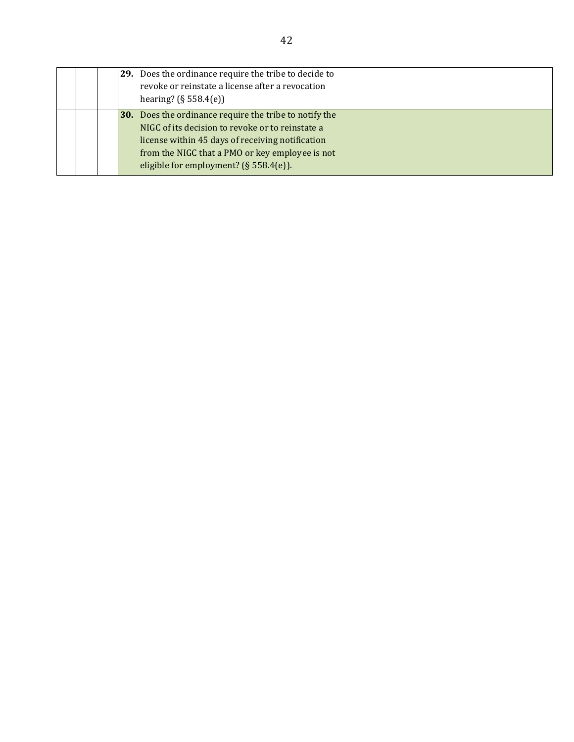| | | | |
|---|---|---|---|
| | | | **29.** Does the ordinance require the tribe to decide to revoke or reinstate a license after a revocation hearing? (§ 558.4(e)) |
| | | | **30.** Does the ordinance require the tribe to notify the NIGC of its decision to revoke or to reinstate a license within 45 days of receiving notification from the NIGC that a PMO or key employee is not eligible for employment? (§ 558.4(e)). |